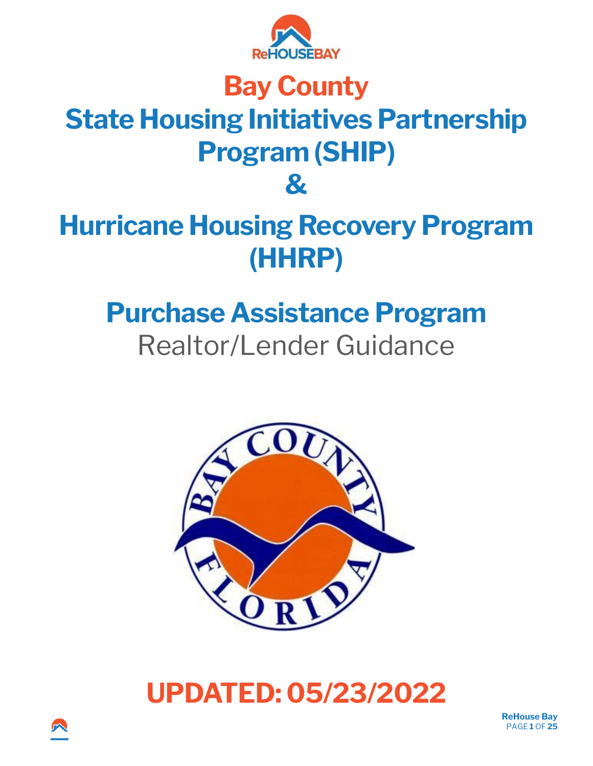# Bay County

# State Housing Initiatives Partnership Program (SHIP)

# &

# Hurricane Housing Recovery Program (HHRP)

## Purchase Assistance Program

Realtor/Lender Guidance

## UPDATED: 05/23/2022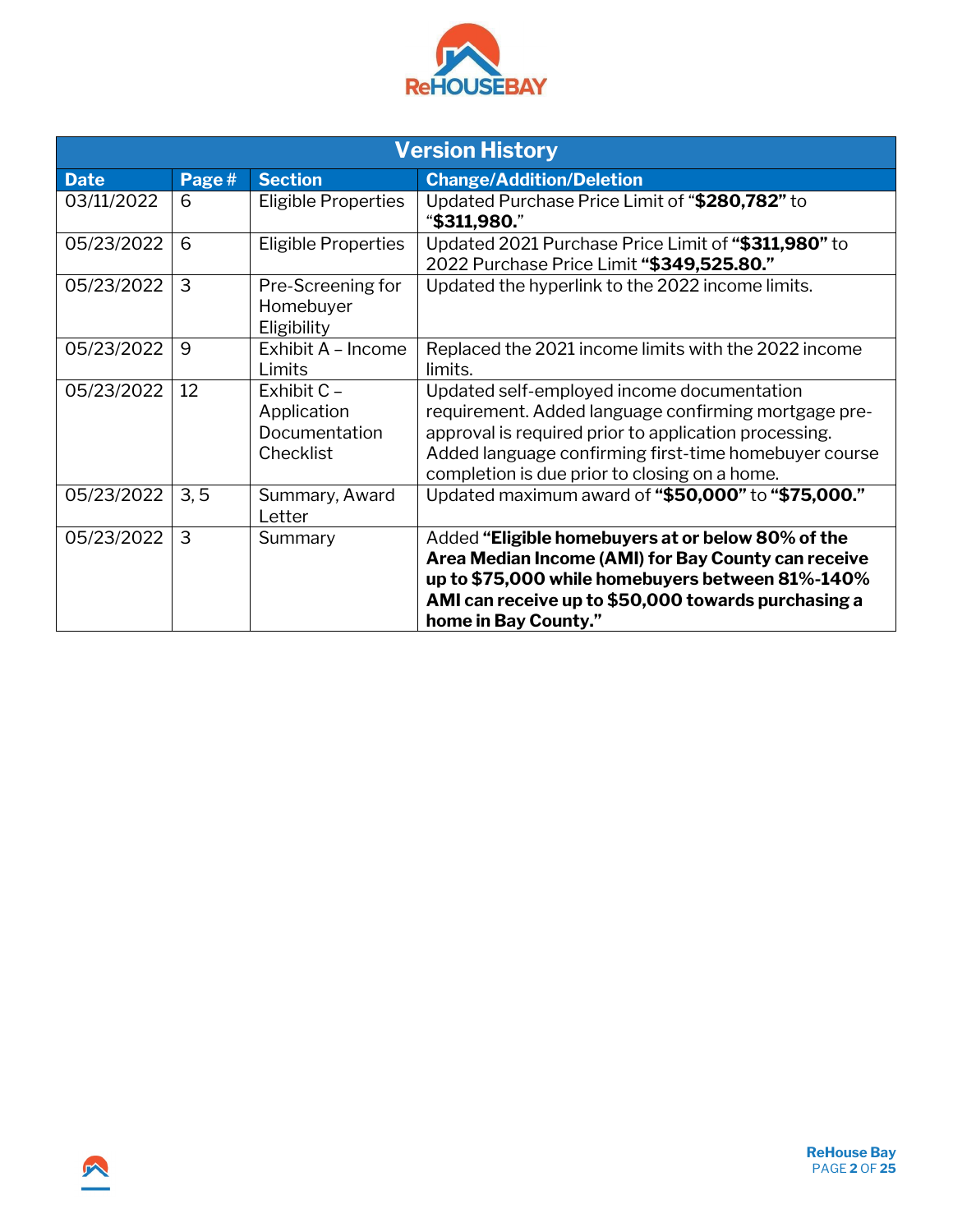## Version History

| Date | Page # | Section | Change/Addition/Deletion |
|---|---|---|---|
| 03/11/2022 | 6 | Eligible Properties | Updated Purchase Price Limit of "**$280,782**" to "**$311,980.**" |
| 05/23/2022 | 6 | Eligible Properties | Updated 2021 Purchase Price Limit of **"$311,980"** to 2022 Purchase Price Limit **"$349,525.80."** |
| 05/23/2022 | 3 | Pre-Screening for Homebuyer Eligibility | Updated the hyperlink to the 2022 income limits. |
| 05/23/2022 | 9 | Exhibit A – Income Limits | Replaced the 2021 income limits with the 2022 income limits. |
| 05/23/2022 | 12 | Exhibit C – Application Documentation Checklist | Updated self-employed income documentation requirement. Added language confirming mortgage pre-approval is required prior to application processing. Added language confirming first-time homebuyer course completion is due prior to closing on a home. |
| 05/23/2022 | 3, 5 | Summary, Award Letter | Updated maximum award of **"$50,000"** to **"$75,000."** |
| 05/23/2022 | 3 | Summary | Added **"Eligible homebuyers at or below 80% of the Area Median Income (AMI) for Bay County can receive up to $75,000 while homebuyers between 81%-140% AMI can receive up to $50,000 towards purchasing a home in Bay County."** |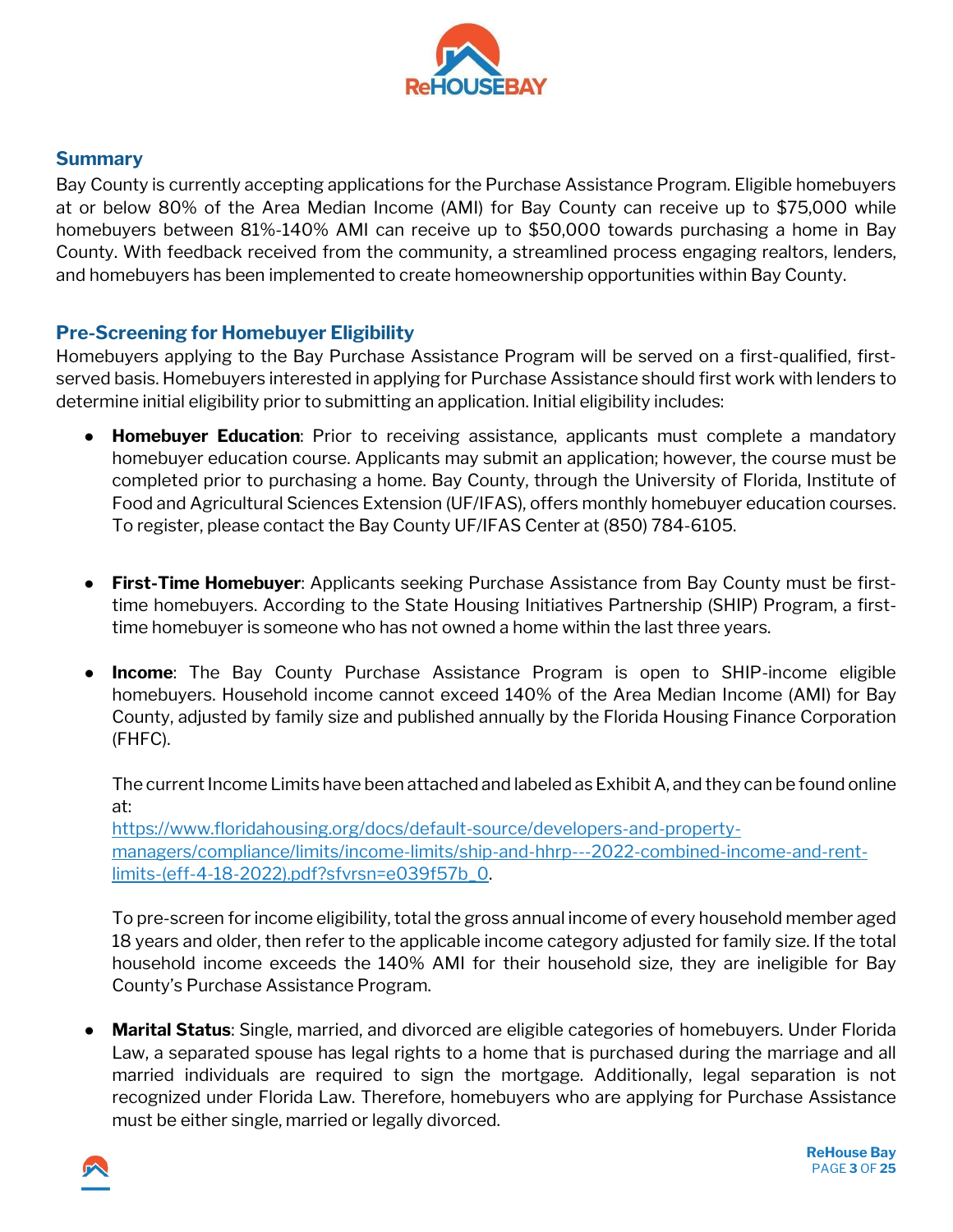## Summary

Bay County is currently accepting applications for the Purchase Assistance Program. Eligible homebuyers at or below 80% of the Area Median Income (AMI) for Bay County can receive up to $75,000 while homebuyers between 81%-140% AMI can receive up to $50,000 towards purchasing a home in Bay County. With feedback received from the community, a streamlined process engaging realtors, lenders, and homebuyers has been implemented to create homeownership opportunities within Bay County.

## Pre-Screening for Homebuyer Eligibility

Homebuyers applying to the Bay Purchase Assistance Program will be served on a first-qualified, first-served basis. Homebuyers interested in applying for Purchase Assistance should first work with lenders to determine initial eligibility prior to submitting an application. Initial eligibility includes:

- **Homebuyer Education**: Prior to receiving assistance, applicants must complete a mandatory homebuyer education course. Applicants may submit an application; however, the course must be completed prior to purchasing a home. Bay County, through the University of Florida, Institute of Food and Agricultural Sciences Extension (UF/IFAS), offers monthly homebuyer education courses. To register, please contact the Bay County UF/IFAS Center at (850) 784-6105.

- **First-Time Homebuyer**: Applicants seeking Purchase Assistance from Bay County must be first-time homebuyers. According to the State Housing Initiatives Partnership (SHIP) Program, a first-time homebuyer is someone who has not owned a home within the last three years.

- **Income**: The Bay County Purchase Assistance Program is open to SHIP-income eligible homebuyers. Household income cannot exceed 140% of the Area Median Income (AMI) for Bay County, adjusted by family size and published annually by the Florida Housing Finance Corporation (FHFC).

  The current Income Limits have been attached and labeled as Exhibit A, and they can be found online at: https://www.floridahousing.org/docs/default-source/developers-and-property-managers/compliance/limits/income-limits/ship-and-hhrp---2022-combined-income-and-rent-limits-(eff-4-18-2022).pdf?sfvrsn=e039f57b_0.

  To pre-screen for income eligibility, total the gross annual income of every household member aged 18 years and older, then refer to the applicable income category adjusted for family size. If the total household income exceeds the 140% AMI for their household size, they are ineligible for Bay County's Purchase Assistance Program.

- **Marital Status**: Single, married, and divorced are eligible categories of homebuyers. Under Florida Law, a separated spouse has legal rights to a home that is purchased during the marriage and all married individuals are required to sign the mortgage. Additionally, legal separation is not recognized under Florida Law. Therefore, homebuyers who are applying for Purchase Assistance must be either single, married or legally divorced.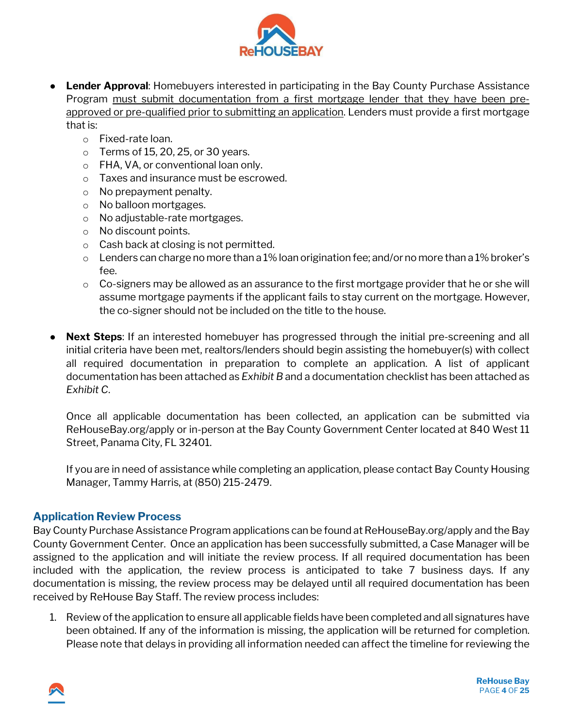- **Lender Approval**: Homebuyers interested in participating in the Bay County Purchase Assistance Program must submit documentation from a first mortgage lender that they have been pre-approved or pre-qualified prior to submitting an application. Lenders must provide a first mortgage that is:
  - Fixed-rate loan.
  - Terms of 15, 20, 25, or 30 years.
  - FHA, VA, or conventional loan only.
  - Taxes and insurance must be escrowed.
  - No prepayment penalty.
  - No balloon mortgages.
  - No adjustable-rate mortgages.
  - No discount points.
  - Cash back at closing is not permitted.
  - Lenders can charge no more than a 1% loan origination fee; and/or no more than a 1% broker's fee.
  - Co-signers may be allowed as an assurance to the first mortgage provider that he or she will assume mortgage payments if the applicant fails to stay current on the mortgage. However, the co-signer should not be included on the title to the house.

- **Next Steps**: If an interested homebuyer has progressed through the initial pre-screening and all initial criteria have been met, realtors/lenders should begin assisting the homebuyer(s) with collect all required documentation in preparation to complete an application. A list of applicant documentation has been attached as *Exhibit B* and a documentation checklist has been attached as *Exhibit C*.

  Once all applicable documentation has been collected, an application can be submitted via ReHouseBay.org/apply or in-person at the Bay County Government Center located at 840 West 11 Street, Panama City, FL 32401.

  If you are in need of assistance while completing an application, please contact Bay County Housing Manager, Tammy Harris, at (850) 215-2479.

## Application Review Process

Bay County Purchase Assistance Program applications can be found at ReHouseBay.org/apply and the Bay County Government Center. Once an application has been successfully submitted, a Case Manager will be assigned to the application and will initiate the review process. If all required documentation has been included with the application, the review process is anticipated to take 7 business days. If any documentation is missing, the review process may be delayed until all required documentation has been received by ReHouse Bay Staff. The review process includes:

1. Review of the application to ensure all applicable fields have been completed and all signatures have been obtained. If any of the information is missing, the application will be returned for completion. Please note that delays in providing all information needed can affect the timeline for reviewing the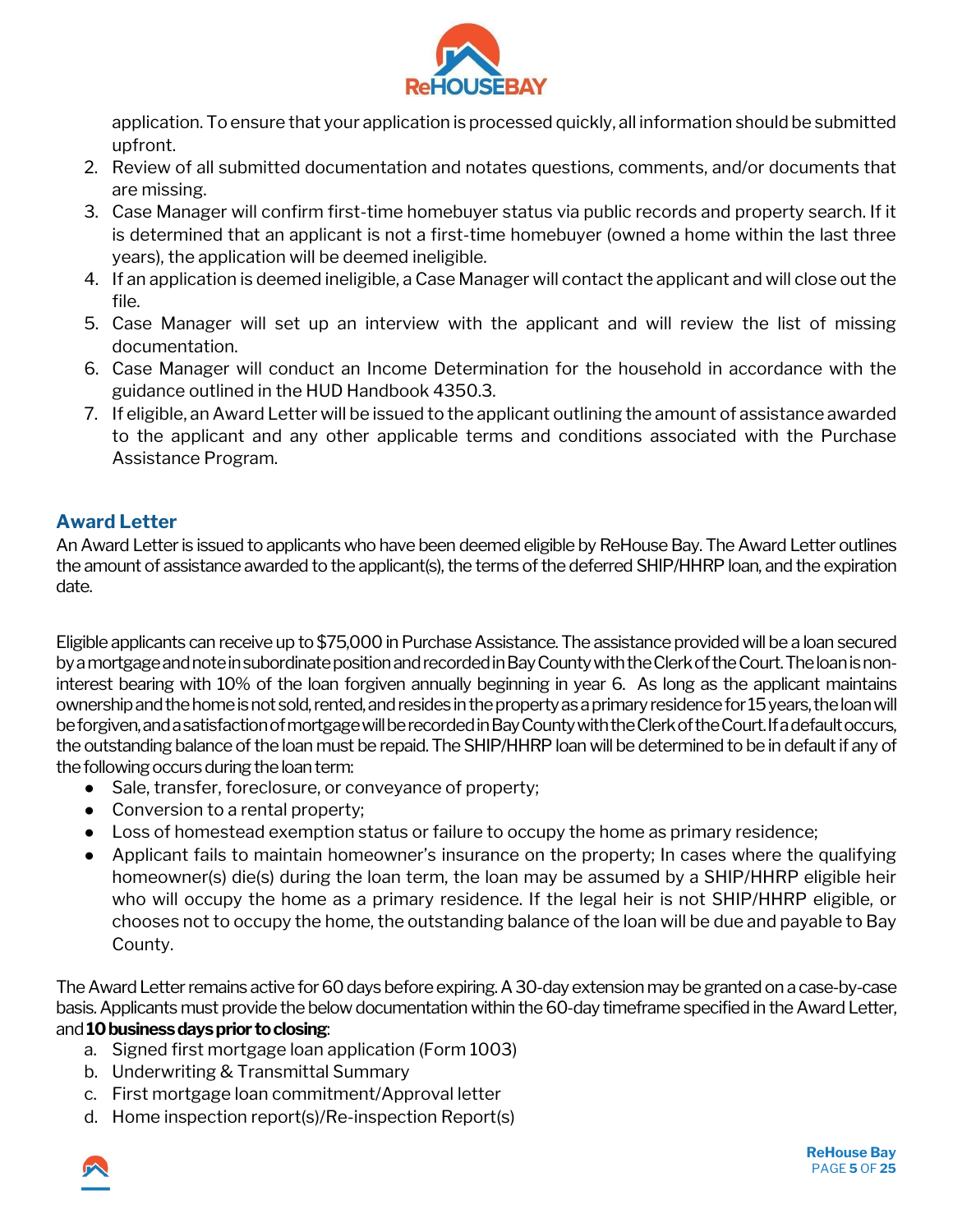application. To ensure that your application is processed quickly, all information should be submitted upfront.

2. Review of all submitted documentation and notates questions, comments, and/or documents that are missing.
3. Case Manager will confirm first-time homebuyer status via public records and property search. If it is determined that an applicant is not a first-time homebuyer (owned a home within the last three years), the application will be deemed ineligible.
4. If an application is deemed ineligible, a Case Manager will contact the applicant and will close out the file.
5. Case Manager will set up an interview with the applicant and will review the list of missing documentation.
6. Case Manager will conduct an Income Determination for the household in accordance with the guidance outlined in the HUD Handbook 4350.3.
7. If eligible, an Award Letter will be issued to the applicant outlining the amount of assistance awarded to the applicant and any other applicable terms and conditions associated with the Purchase Assistance Program.

## Award Letter

An Award Letter is issued to applicants who have been deemed eligible by ReHouse Bay. The Award Letter outlines the amount of assistance awarded to the applicant(s), the terms of the deferred SHIP/HHRP loan, and the expiration date.

Eligible applicants can receive up to $75,000 in Purchase Assistance. The assistance provided will be a loan secured by a mortgage and note in subordinate position and recorded in Bay County with the Clerk of the Court. The loan is non-interest bearing with 10% of the loan forgiven annually beginning in year 6. As long as the applicant maintains ownership and the home is not sold, rented, and resides in the property as a primary residence for 15 years, the loan will be forgiven, and a satisfaction of mortgage will be recorded in Bay County with the Clerk of the Court. If a default occurs, the outstanding balance of the loan must be repaid. The SHIP/HHRP loan will be determined to be in default if any of the following occurs during the loan term:

- Sale, transfer, foreclosure, or conveyance of property;
- Conversion to a rental property;
- Loss of homestead exemption status or failure to occupy the home as primary residence;
- Applicant fails to maintain homeowner's insurance on the property; In cases where the qualifying homeowner(s) die(s) during the loan term, the loan may be assumed by a SHIP/HHRP eligible heir who will occupy the home as a primary residence. If the legal heir is not SHIP/HHRP eligible, or chooses not to occupy the home, the outstanding balance of the loan will be due and payable to Bay County.

The Award Letter remains active for 60 days before expiring. A 30-day extension may be granted on a case-by-case basis. Applicants must provide the below documentation within the 60-day timeframe specified in the Award Letter, and **10 business days prior to closing**:

a. Signed first mortgage loan application (Form 1003)
b. Underwriting & Transmittal Summary
c. First mortgage loan commitment/Approval letter
d. Home inspection report(s)/Re-inspection Report(s)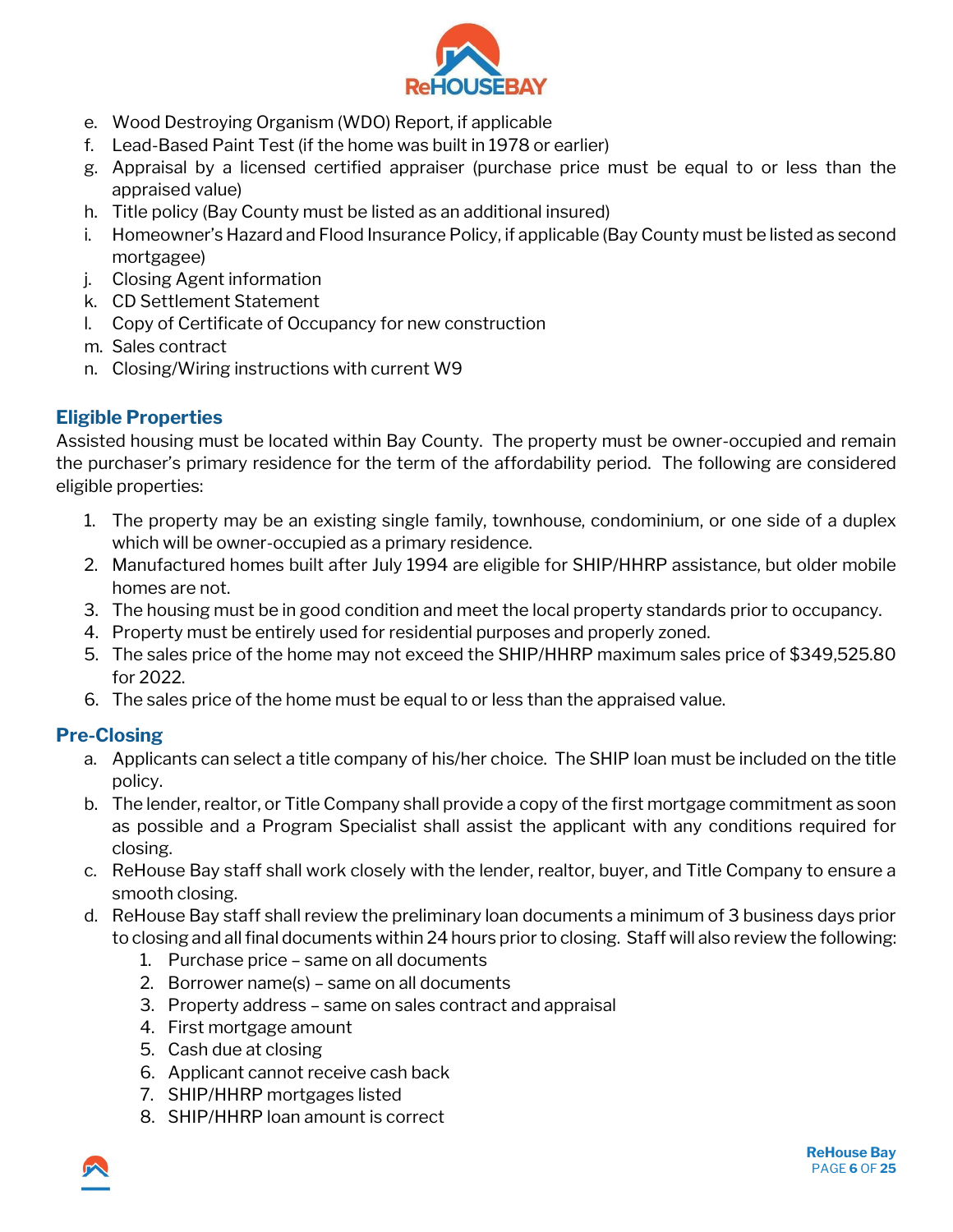e. Wood Destroying Organism (WDO) Report, if applicable
f. Lead-Based Paint Test (if the home was built in 1978 or earlier)
g. Appraisal by a licensed certified appraiser (purchase price must be equal to or less than the appraised value)
h. Title policy (Bay County must be listed as an additional insured)
i. Homeowner's Hazard and Flood Insurance Policy, if applicable (Bay County must be listed as second mortgagee)
j. Closing Agent information
k. CD Settlement Statement
l. Copy of Certificate of Occupancy for new construction
m. Sales contract
n. Closing/Wiring instructions with current W9

## Eligible Properties

Assisted housing must be located within Bay County. The property must be owner-occupied and remain the purchaser's primary residence for the term of the affordability period. The following are considered eligible properties:

1. The property may be an existing single family, townhouse, condominium, or one side of a duplex which will be owner-occupied as a primary residence.
2. Manufactured homes built after July 1994 are eligible for SHIP/HHRP assistance, but older mobile homes are not.
3. The housing must be in good condition and meet the local property standards prior to occupancy.
4. Property must be entirely used for residential purposes and properly zoned.
5. The sales price of the home may not exceed the SHIP/HHRP maximum sales price of $349,525.80 for 2022.
6. The sales price of the home must be equal to or less than the appraised value.

## Pre-Closing

a. Applicants can select a title company of his/her choice. The SHIP loan must be included on the title policy.
b. The lender, realtor, or Title Company shall provide a copy of the first mortgage commitment as soon as possible and a Program Specialist shall assist the applicant with any conditions required for closing.
c. ReHouse Bay staff shall work closely with the lender, realtor, buyer, and Title Company to ensure a smooth closing.
d. ReHouse Bay staff shall review the preliminary loan documents a minimum of 3 business days prior to closing and all final documents within 24 hours prior to closing. Staff will also review the following:
    1. Purchase price – same on all documents
    2. Borrower name(s) – same on all documents
    3. Property address – same on sales contract and appraisal
    4. First mortgage amount
    5. Cash due at closing
    6. Applicant cannot receive cash back
    7. SHIP/HHRP mortgages listed
    8. SHIP/HHRP loan amount is correct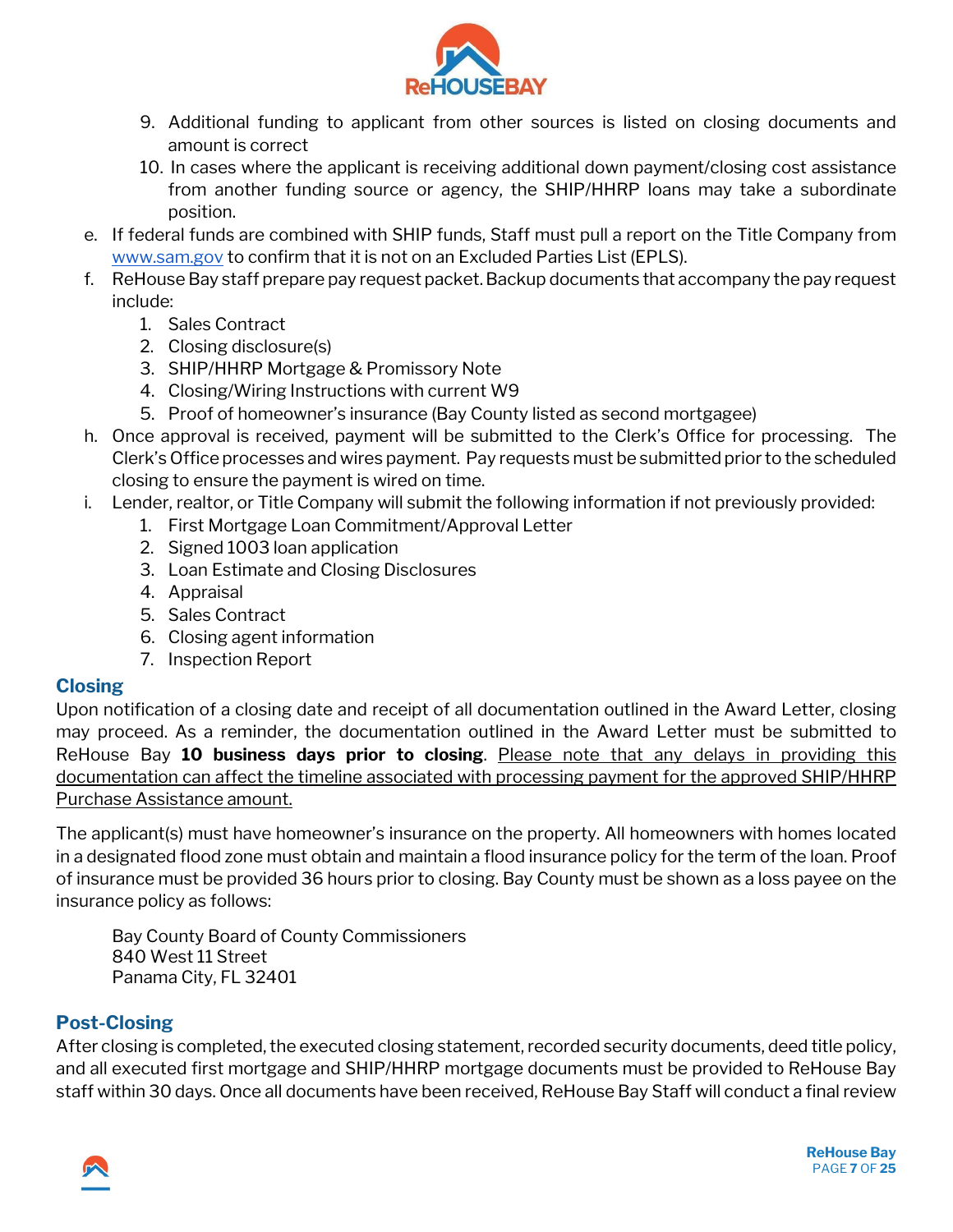9. Additional funding to applicant from other sources is listed on closing documents and amount is correct
10. In cases where the applicant is receiving additional down payment/closing cost assistance from another funding source or agency, the SHIP/HHRP loans may take a subordinate position.

e. If federal funds are combined with SHIP funds, Staff must pull a report on the Title Company from www.sam.gov to confirm that it is not on an Excluded Parties List (EPLS).

f. ReHouse Bay staff prepare pay request packet. Backup documents that accompany the pay request include:
   1. Sales Contract
   2. Closing disclosure(s)
   3. SHIP/HHRP Mortgage & Promissory Note
   4. Closing/Wiring Instructions with current W9
   5. Proof of homeowner's insurance (Bay County listed as second mortgagee)

h. Once approval is received, payment will be submitted to the Clerk's Office for processing. The Clerk's Office processes and wires payment. Pay requests must be submitted prior to the scheduled closing to ensure the payment is wired on time.

i. Lender, realtor, or Title Company will submit the following information if not previously provided:
   1. First Mortgage Loan Commitment/Approval Letter
   2. Signed 1003 loan application
   3. Loan Estimate and Closing Disclosures
   4. Appraisal
   5. Sales Contract
   6. Closing agent information
   7. Inspection Report

## Closing

Upon notification of a closing date and receipt of all documentation outlined in the Award Letter, closing may proceed. As a reminder, the documentation outlined in the Award Letter must be submitted to ReHouse Bay **10 business days prior to closing**. Please note that any delays in providing this documentation can affect the timeline associated with processing payment for the approved SHIP/HHRP Purchase Assistance amount.

The applicant(s) must have homeowner's insurance on the property. All homeowners with homes located in a designated flood zone must obtain and maintain a flood insurance policy for the term of the loan. Proof of insurance must be provided 36 hours prior to closing. Bay County must be shown as a loss payee on the insurance policy as follows:

> Bay County Board of County Commissioners
> 840 West 11 Street
> Panama City, FL 32401

## Post-Closing

After closing is completed, the executed closing statement, recorded security documents, deed title policy, and all executed first mortgage and SHIP/HHRP mortgage documents must be provided to ReHouse Bay staff within 30 days. Once all documents have been received, ReHouse Bay Staff will conduct a final review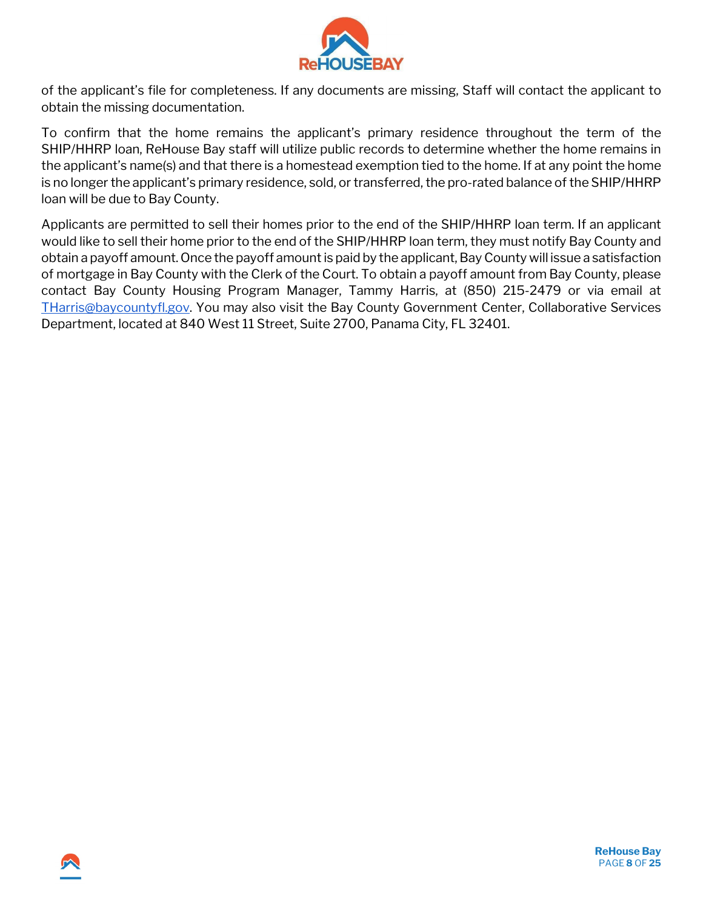of the applicant's file for completeness. If any documents are missing, Staff will contact the applicant to obtain the missing documentation.

To confirm that the home remains the applicant's primary residence throughout the term of the SHIP/HHRP loan, ReHouse Bay staff will utilize public records to determine whether the home remains in the applicant's name(s) and that there is a homestead exemption tied to the home. If at any point the home is no longer the applicant's primary residence, sold, or transferred, the pro-rated balance of the SHIP/HHRP loan will be due to Bay County.

Applicants are permitted to sell their homes prior to the end of the SHIP/HHRP loan term. If an applicant would like to sell their home prior to the end of the SHIP/HHRP loan term, they must notify Bay County and obtain a payoff amount. Once the payoff amount is paid by the applicant, Bay County will issue a satisfaction of mortgage in Bay County with the Clerk of the Court. To obtain a payoff amount from Bay County, please contact Bay County Housing Program Manager, Tammy Harris, at (850) 215-2479 or via email at [THarris@baycountyfl.gov](mailto:THarris@baycountyfl.gov). You may also visit the Bay County Government Center, Collaborative Services Department, located at 840 West 11 Street, Suite 2700, Panama City, FL 32401.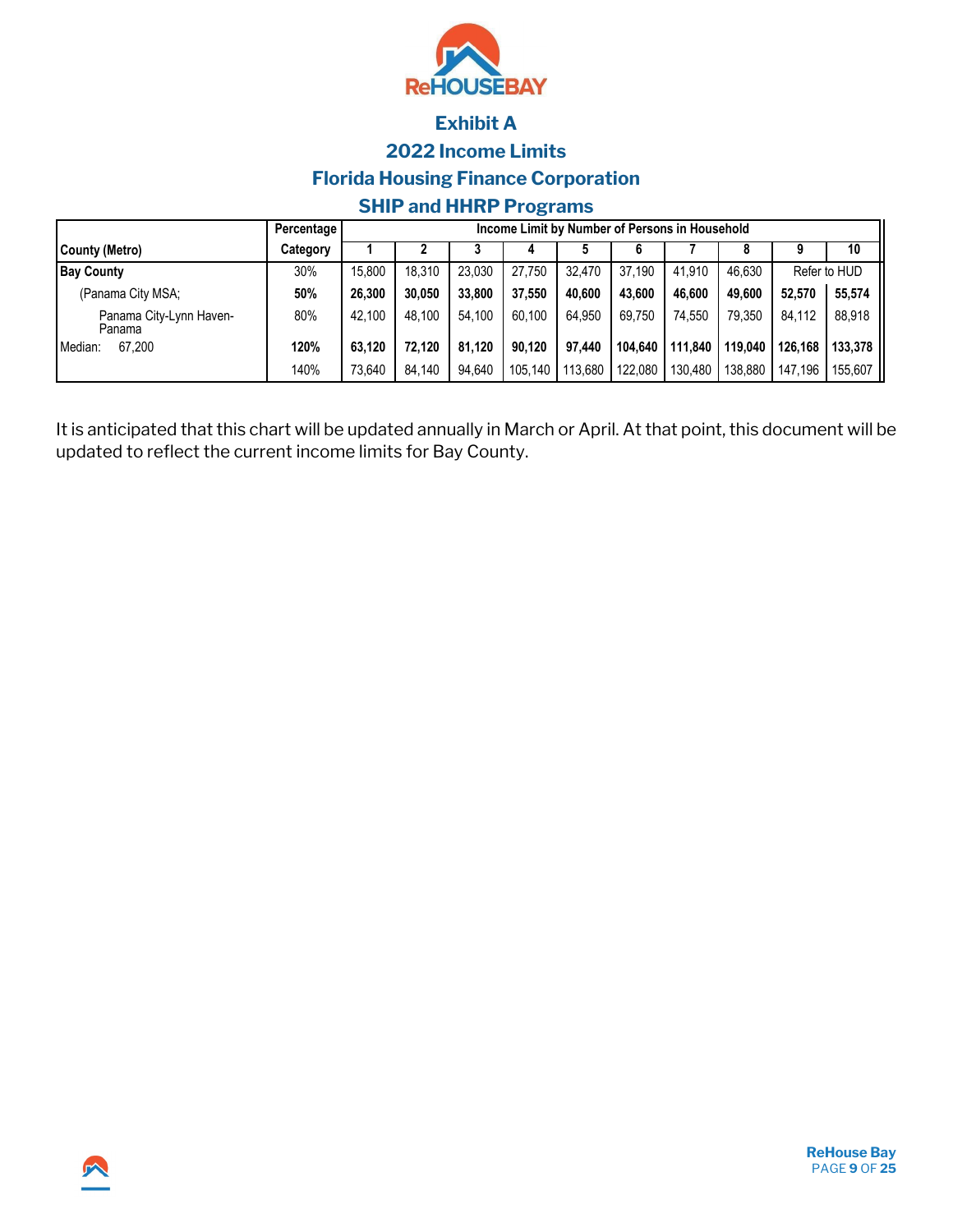## Exhibit A

## 2022 Income Limits

## Florida Housing Finance Corporation

## SHIP and HHRP Programs

| County (Metro) | Percentage Category | Income Limit by Number of Persons in Household | | | | | | | | | |
|---|---|---|---|---|---|---|---|---|---|---|---|
| | | 1 | 2 | 3 | 4 | 5 | 6 | 7 | 8 | 9 | 10 |
| **Bay County** | 30% | 15,800 | 18,310 | 23,030 | 27,750 | 32,470 | 37,190 | 41,910 | 46,630 | Refer to HUD | |
| (Panama City MSA; | **50%** | **26,300** | **30,050** | **33,800** | **37,550** | **40,600** | **43,600** | **46,600** | **49,600** | **52,570** | **55,574** |
| Panama City-Lynn Haven-Panama | 80% | 42,100 | 48,100 | 54,100 | 60,100 | 64,950 | 69,750 | 74,550 | 79,350 | 84,112 | 88,918 |
| Median: 67,200 | **120%** | **63,120** | **72,120** | **81,120** | **90,120** | **97,440** | **104,640** | **111,840** | **119,040** | **126,168** | **133,378** |
| | 140% | 73,640 | 84,140 | 94,640 | 105,140 | 113,680 | 122,080 | 130,480 | 138,880 | 147,196 | 155,607 |

It is anticipated that this chart will be updated annually in March or April. At that point, this document will be updated to reflect the current income limits for Bay County.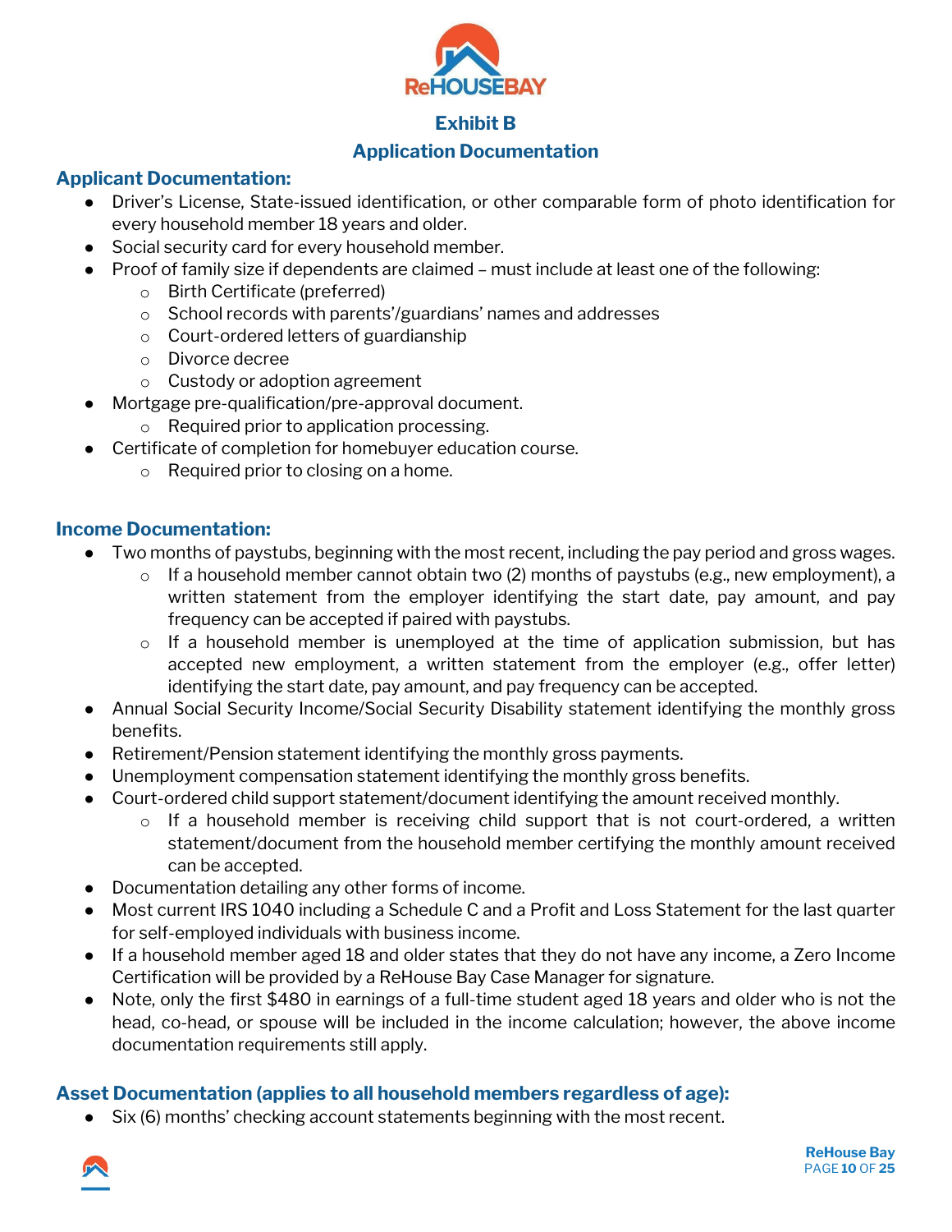# Exhibit B

## Application Documentation

### Applicant Documentation:

- Driver's License, State-issued identification, or other comparable form of photo identification for every household member 18 years and older.
- Social security card for every household member.
- Proof of family size if dependents are claimed – must include at least one of the following:
  - Birth Certificate (preferred)
  - School records with parents'/guardians' names and addresses
  - Court-ordered letters of guardianship
  - Divorce decree
  - Custody or adoption agreement
- Mortgage pre-qualification/pre-approval document.
  - Required prior to application processing.
- Certificate of completion for homebuyer education course.
  - Required prior to closing on a home.

### Income Documentation:

- Two months of paystubs, beginning with the most recent, including the pay period and gross wages.
  - If a household member cannot obtain two (2) months of paystubs (e.g., new employment), a written statement from the employer identifying the start date, pay amount, and pay frequency can be accepted if paired with paystubs.
  - If a household member is unemployed at the time of application submission, but has accepted new employment, a written statement from the employer (e.g., offer letter) identifying the start date, pay amount, and pay frequency can be accepted.
- Annual Social Security Income/Social Security Disability statement identifying the monthly gross benefits.
- Retirement/Pension statement identifying the monthly gross payments.
- Unemployment compensation statement identifying the monthly gross benefits.
- Court-ordered child support statement/document identifying the amount received monthly.
  - If a household member is receiving child support that is not court-ordered, a written statement/document from the household member certifying the monthly amount received can be accepted.
- Documentation detailing any other forms of income.
- Most current IRS 1040 including a Schedule C and a Profit and Loss Statement for the last quarter for self-employed individuals with business income.
- If a household member aged 18 and older states that they do not have any income, a Zero Income Certification will be provided by a ReHouse Bay Case Manager for signature.
- Note, only the first $480 in earnings of a full-time student aged 18 years and older who is not the head, co-head, or spouse will be included in the income calculation; however, the above income documentation requirements still apply.

### Asset Documentation (applies to all household members regardless of age):

- Six (6) months' checking account statements beginning with the most recent.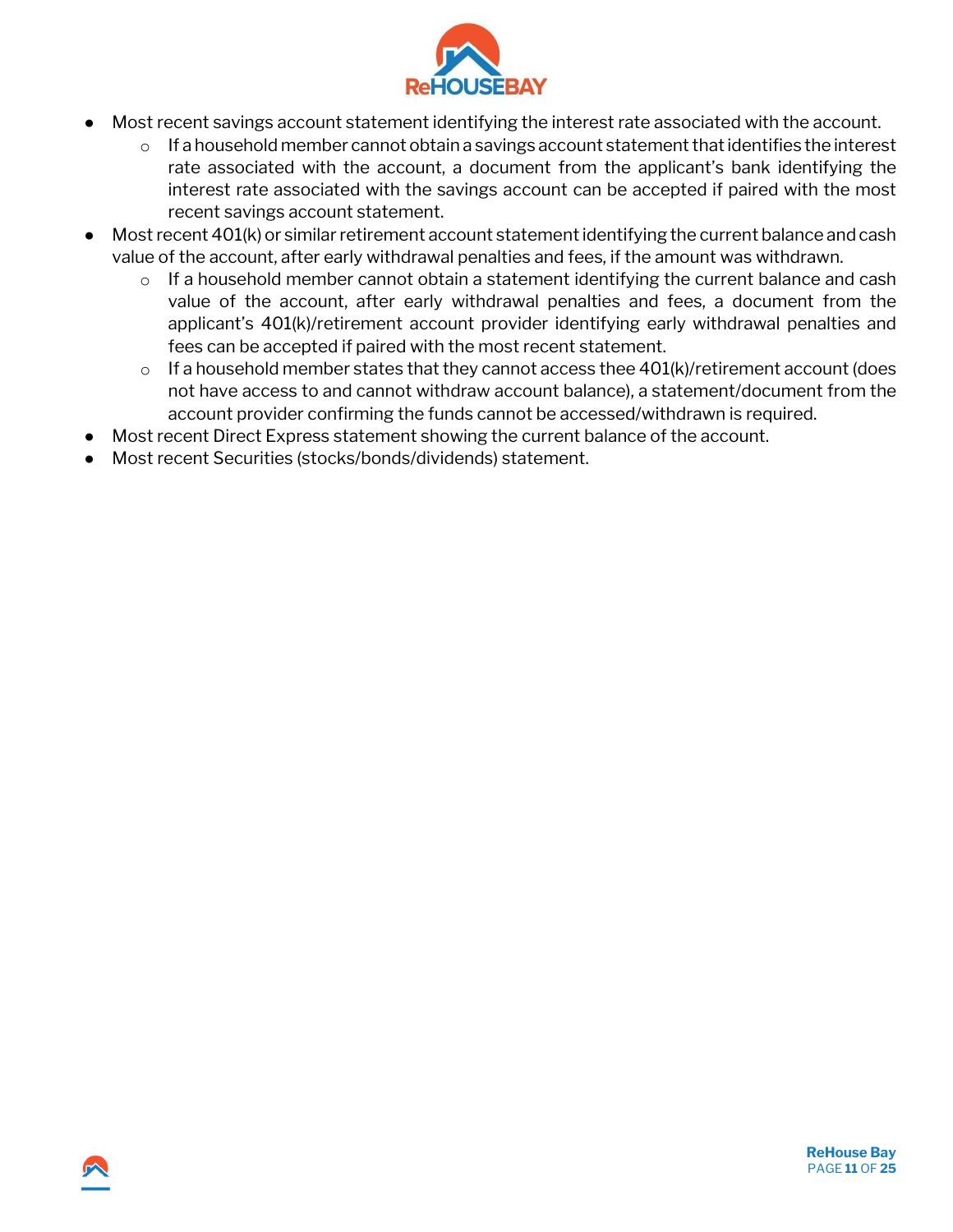- Most recent savings account statement identifying the interest rate associated with the account.
    - If a household member cannot obtain a savings account statement that identifies the interest rate associated with the account, a document from the applicant's bank identifying the interest rate associated with the savings account can be accepted if paired with the most recent savings account statement.
- Most recent 401(k) or similar retirement account statement identifying the current balance and cash value of the account, after early withdrawal penalties and fees, if the amount was withdrawn.
    - If a household member cannot obtain a statement identifying the current balance and cash value of the account, after early withdrawal penalties and fees, a document from the applicant's 401(k)/retirement account provider identifying early withdrawal penalties and fees can be accepted if paired with the most recent statement.
    - If a household member states that they cannot access thee 401(k)/retirement account (does not have access to and cannot withdraw account balance), a statement/document from the account provider confirming the funds cannot be accessed/withdrawn is required.
- Most recent Direct Express statement showing the current balance of the account.
- Most recent Securities (stocks/bonds/dividends) statement.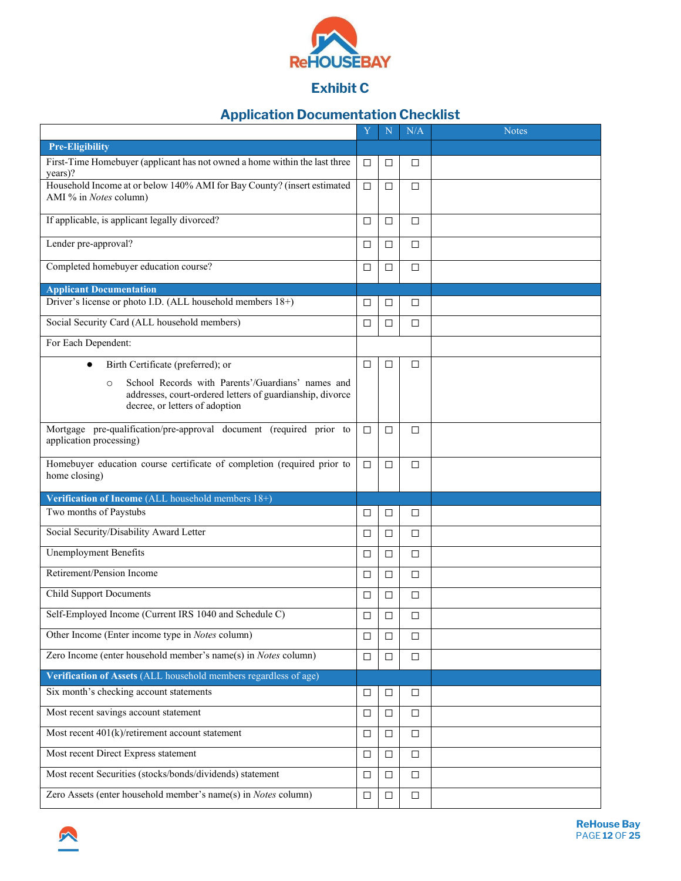## Exhibit C

## Application Documentation Checklist

| | Y | N | N/A | Notes |
|---|---|---|---|---|
| **Pre-Eligibility** | | | | |
| First-Time Homebuyer (applicant has not owned a home within the last three years)? | ☐ | ☐ | ☐ | |
| Household Income at or below 140% AMI for Bay County? (insert estimated AMI % in *Notes* column) | ☐ | ☐ | ☐ | |
| If applicable, is applicant legally divorced? | ☐ | ☐ | ☐ | |
| Lender pre-approval? | ☐ | ☐ | ☐ | |
| Completed homebuyer education course? | ☐ | ☐ | ☐ | |
| **Applicant Documentation** | | | | |
| Driver's license or photo I.D. (ALL household members 18+) | ☐ | ☐ | ☐ | |
| Social Security Card (ALL household members) | ☐ | ☐ | ☐ | |
| For Each Dependent: | | | | |
| • Birth Certificate (preferred); or<br>○ School Records with Parents'/Guardians' names and addresses, court-ordered letters of guardianship, divorce decree, or letters of adoption | ☐ | ☐ | ☐ | |
| Mortgage pre-qualification/pre-approval document (required prior to application processing) | ☐ | ☐ | ☐ | |
| Homebuyer education course certificate of completion (required prior to home closing) | ☐ | ☐ | ☐ | |
| **Verification of Income** (ALL household members 18+) | | | | |
| Two months of Paystubs | ☐ | ☐ | ☐ | |
| Social Security/Disability Award Letter | ☐ | ☐ | ☐ | |
| Unemployment Benefits | ☐ | ☐ | ☐ | |
| Retirement/Pension Income | ☐ | ☐ | ☐ | |
| Child Support Documents | ☐ | ☐ | ☐ | |
| Self-Employed Income (Current IRS 1040 and Schedule C) | ☐ | ☐ | ☐ | |
| Other Income (Enter income type in *Notes* column) | ☐ | ☐ | ☐ | |
| Zero Income (enter household member's name(s) in *Notes* column) | ☐ | ☐ | ☐ | |
| **Verification of Assets** (ALL household members regardless of age) | | | | |
| Six month's checking account statements | ☐ | ☐ | ☐ | |
| Most recent savings account statement | ☐ | ☐ | ☐ | |
| Most recent 401(k)/retirement account statement | ☐ | ☐ | ☐ | |
| Most recent Direct Express statement | ☐ | ☐ | ☐ | |
| Most recent Securities (stocks/bonds/dividends) statement | ☐ | ☐ | ☐ | |
| Zero Assets (enter household member's name(s) in *Notes* column) | ☐ | ☐ | ☐ | |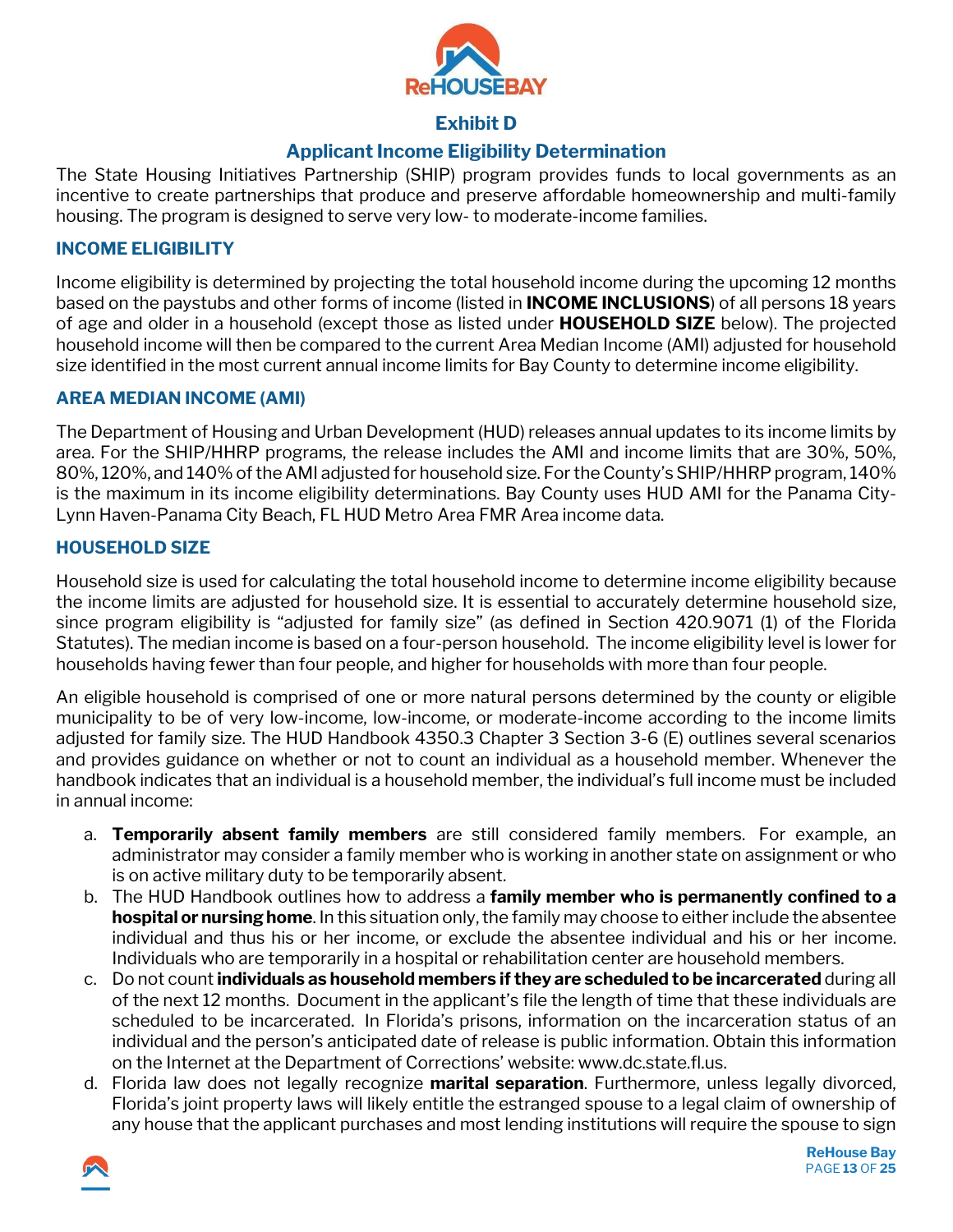## Exhibit D

## Applicant Income Eligibility Determination

The State Housing Initiatives Partnership (SHIP) program provides funds to local governments as an incentive to create partnerships that produce and preserve affordable homeownership and multi-family housing. The program is designed to serve very low- to moderate-income families.

### INCOME ELIGIBILITY

Income eligibility is determined by projecting the total household income during the upcoming 12 months based on the paystubs and other forms of income (listed in **INCOME INCLUSIONS**) of all persons 18 years of age and older in a household (except those as listed under **HOUSEHOLD SIZE** below). The projected household income will then be compared to the current Area Median Income (AMI) adjusted for household size identified in the most current annual income limits for Bay County to determine income eligibility.

### AREA MEDIAN INCOME (AMI)

The Department of Housing and Urban Development (HUD) releases annual updates to its income limits by area. For the SHIP/HHRP programs, the release includes the AMI and income limits that are 30%, 50%, 80%, 120%, and 140% of the AMI adjusted for household size. For the County's SHIP/HHRP program, 140% is the maximum in its income eligibility determinations. Bay County uses HUD AMI for the Panama City-Lynn Haven-Panama City Beach, FL HUD Metro Area FMR Area income data.

### HOUSEHOLD SIZE

Household size is used for calculating the total household income to determine income eligibility because the income limits are adjusted for household size. It is essential to accurately determine household size, since program eligibility is "adjusted for family size" (as defined in Section 420.9071 (1) of the Florida Statutes). The median income is based on a four-person household. The income eligibility level is lower for households having fewer than four people, and higher for households with more than four people.

An eligible household is comprised of one or more natural persons determined by the county or eligible municipality to be of very low-income, low-income, or moderate-income according to the income limits adjusted for family size. The HUD Handbook 4350.3 Chapter 3 Section 3-6 (E) outlines several scenarios and provides guidance on whether or not to count an individual as a household member. Whenever the handbook indicates that an individual is a household member, the individual's full income must be included in annual income:

a. **Temporarily absent family members** are still considered family members. For example, an administrator may consider a family member who is working in another state on assignment or who is on active military duty to be temporarily absent.
b. The HUD Handbook outlines how to address a **family member who is permanently confined to a hospital or nursing home**. In this situation only, the family may choose to either include the absentee individual and thus his or her income, or exclude the absentee individual and his or her income. Individuals who are temporarily in a hospital or rehabilitation center are household members.
c. Do not count **individuals as household members if they are scheduled to be incarcerated** during all of the next 12 months. Document in the applicant's file the length of time that these individuals are scheduled to be incarcerated. In Florida's prisons, information on the incarceration status of an individual and the person's anticipated date of release is public information. Obtain this information on the Internet at the Department of Corrections' website: www.dc.state.fl.us.
d. Florida law does not legally recognize **marital separation**. Furthermore, unless legally divorced, Florida's joint property laws will likely entitle the estranged spouse to a legal claim of ownership of any house that the applicant purchases and most lending institutions will require the spouse to sign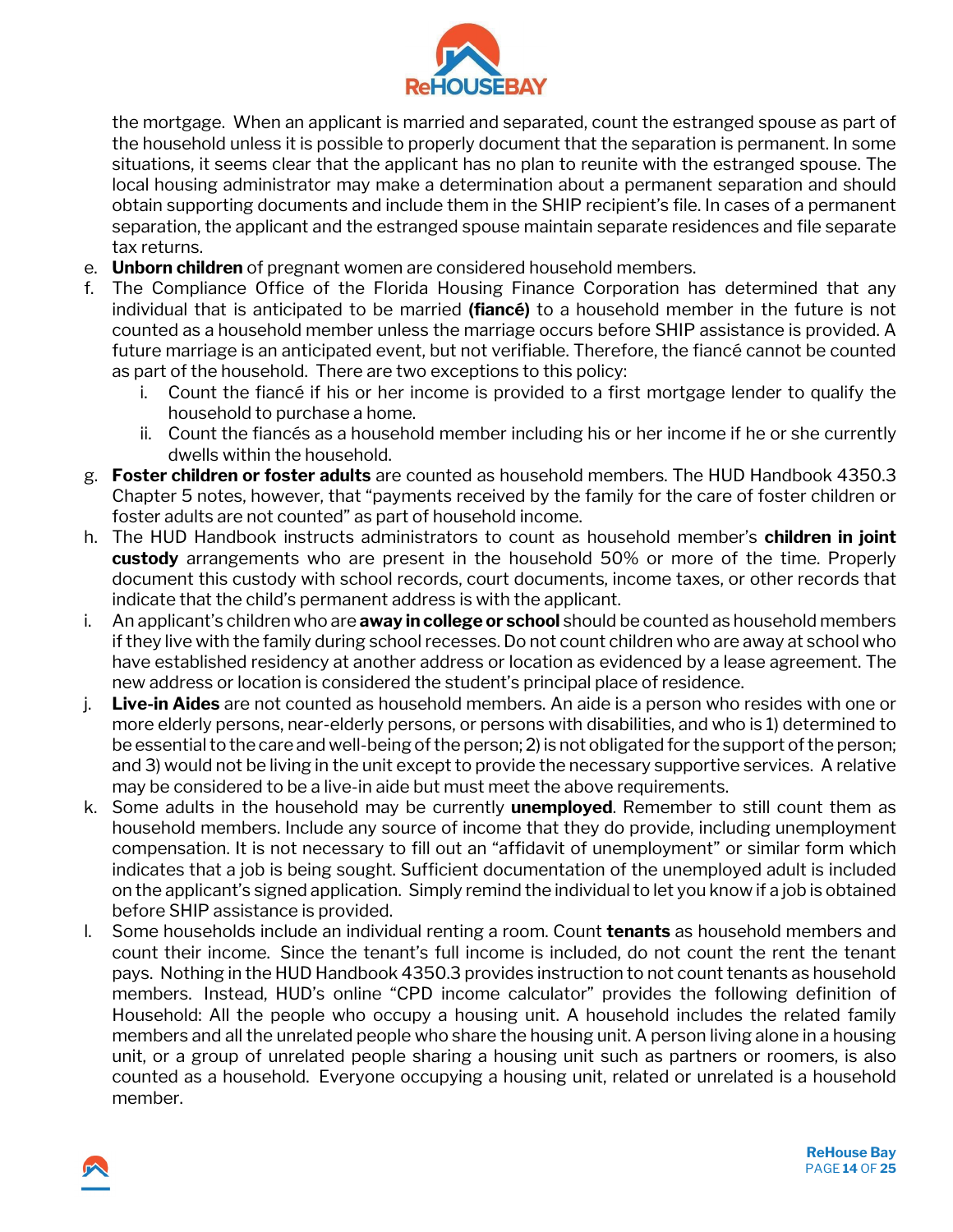the mortgage. When an applicant is married and separated, count the estranged spouse as part of the household unless it is possible to properly document that the separation is permanent. In some situations, it seems clear that the applicant has no plan to reunite with the estranged spouse. The local housing administrator may make a determination about a permanent separation and should obtain supporting documents and include them in the SHIP recipient's file. In cases of a permanent separation, the applicant and the estranged spouse maintain separate residences and file separate tax returns.

e. **Unborn children** of pregnant women are considered household members.
f. The Compliance Office of the Florida Housing Finance Corporation has determined that any individual that is anticipated to be married **(fiancé)** to a household member in the future is not counted as a household member unless the marriage occurs before SHIP assistance is provided. A future marriage is an anticipated event, but not verifiable. Therefore, the fiancé cannot be counted as part of the household. There are two exceptions to this policy:
    i. Count the fiancé if his or her income is provided to a first mortgage lender to qualify the household to purchase a home.
    ii. Count the fiancés as a household member including his or her income if he or she currently dwells within the household.
g. **Foster children or foster adults** are counted as household members. The HUD Handbook 4350.3 Chapter 5 notes, however, that "payments received by the family for the care of foster children or foster adults are not counted" as part of household income.
h. The HUD Handbook instructs administrators to count as household member's **children in joint custody** arrangements who are present in the household 50% or more of the time. Properly document this custody with school records, court documents, income taxes, or other records that indicate that the child's permanent address is with the applicant.
i. An applicant's children who are **away in college or school** should be counted as household members if they live with the family during school recesses. Do not count children who are away at school who have established residency at another address or location as evidenced by a lease agreement. The new address or location is considered the student's principal place of residence.
j. **Live-in Aides** are not counted as household members. An aide is a person who resides with one or more elderly persons, near-elderly persons, or persons with disabilities, and who is 1) determined to be essential to the care and well-being of the person; 2) is not obligated for the support of the person; and 3) would not be living in the unit except to provide the necessary supportive services. A relative may be considered to be a live-in aide but must meet the above requirements.
k. Some adults in the household may be currently **unemployed**. Remember to still count them as household members. Include any source of income that they do provide, including unemployment compensation. It is not necessary to fill out an "affidavit of unemployment" or similar form which indicates that a job is being sought. Sufficient documentation of the unemployed adult is included on the applicant's signed application. Simply remind the individual to let you know if a job is obtained before SHIP assistance is provided.
l. Some households include an individual renting a room. Count **tenants** as household members and count their income. Since the tenant's full income is included, do not count the rent the tenant pays. Nothing in the HUD Handbook 4350.3 provides instruction to not count tenants as household members. Instead, HUD's online "CPD income calculator" provides the following definition of Household: All the people who occupy a housing unit. A household includes the related family members and all the unrelated people who share the housing unit. A person living alone in a housing unit, or a group of unrelated people sharing a housing unit such as partners or roomers, is also counted as a household. Everyone occupying a housing unit, related or unrelated is a household member.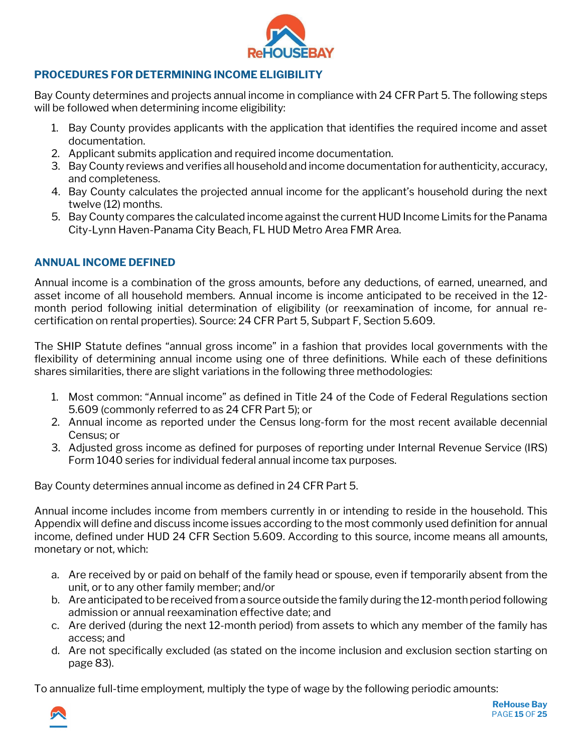## PROCEDURES FOR DETERMINING INCOME ELIGIBILITY

Bay County determines and projects annual income in compliance with 24 CFR Part 5. The following steps will be followed when determining income eligibility:

1. Bay County provides applicants with the application that identifies the required income and asset documentation.
2. Applicant submits application and required income documentation.
3. Bay County reviews and verifies all household and income documentation for authenticity, accuracy, and completeness.
4. Bay County calculates the projected annual income for the applicant's household during the next twelve (12) months.
5. Bay County compares the calculated income against the current HUD Income Limits for the Panama City-Lynn Haven-Panama City Beach, FL HUD Metro Area FMR Area.

## ANNUAL INCOME DEFINED

Annual income is a combination of the gross amounts, before any deductions, of earned, unearned, and asset income of all household members. Annual income is income anticipated to be received in the 12-month period following initial determination of eligibility (or reexamination of income, for annual re-certification on rental properties). Source: 24 CFR Part 5, Subpart F, Section 5.609.

The SHIP Statute defines "annual gross income" in a fashion that provides local governments with the flexibility of determining annual income using one of three definitions. While each of these definitions shares similarities, there are slight variations in the following three methodologies:

1. Most common: "Annual income" as defined in Title 24 of the Code of Federal Regulations section 5.609 (commonly referred to as 24 CFR Part 5); or
2. Annual income as reported under the Census long-form for the most recent available decennial Census; or
3. Adjusted gross income as defined for purposes of reporting under Internal Revenue Service (IRS) Form 1040 series for individual federal annual income tax purposes.

Bay County determines annual income as defined in 24 CFR Part 5.

Annual income includes income from members currently in or intending to reside in the household. This Appendix will define and discuss income issues according to the most commonly used definition for annual income, defined under HUD 24 CFR Section 5.609. According to this source, income means all amounts, monetary or not, which:

a. Are received by or paid on behalf of the family head or spouse, even if temporarily absent from the unit, or to any other family member; and/or
b. Are anticipated to be received from a source outside the family during the 12-month period following admission or annual reexamination effective date; and
c. Are derived (during the next 12-month period) from assets to which any member of the family has access; and
d. Are not specifically excluded (as stated on the income inclusion and exclusion section starting on page 83).

To annualize full-time employment, multiply the type of wage by the following periodic amounts: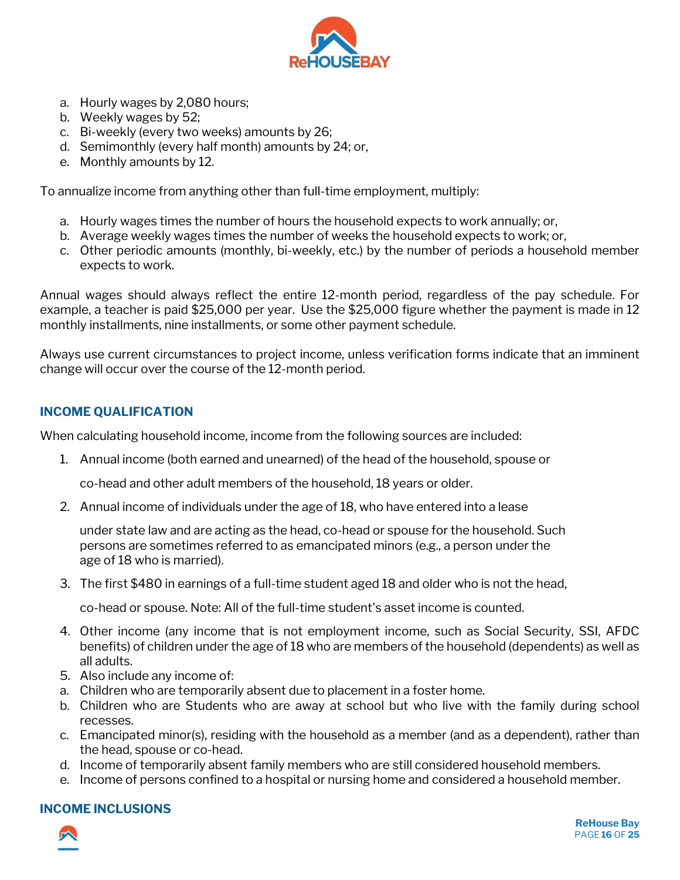a. Hourly wages by 2,080 hours;
b. Weekly wages by 52;
c. Bi-weekly (every two weeks) amounts by 26;
d. Semimonthly (every half month) amounts by 24; or,
e. Monthly amounts by 12.

To annualize income from anything other than full-time employment, multiply:

a. Hourly wages times the number of hours the household expects to work annually; or,
b. Average weekly wages times the number of weeks the household expects to work; or,
c. Other periodic amounts (monthly, bi-weekly, etc.) by the number of periods a household member expects to work.

Annual wages should always reflect the entire 12-month period, regardless of the pay schedule. For example, a teacher is paid $25,000 per year. Use the $25,000 figure whether the payment is made in 12 monthly installments, nine installments, or some other payment schedule.

Always use current circumstances to project income, unless verification forms indicate that an imminent change will occur over the course of the 12-month period.

## INCOME QUALIFICATION

When calculating household income, income from the following sources are included:

1. Annual income (both earned and unearned) of the head of the household, spouse or co-head and other adult members of the household, 18 years or older.
2. Annual income of individuals under the age of 18, who have entered into a lease under state law and are acting as the head, co-head or spouse for the household. Such persons are sometimes referred to as emancipated minors (e.g., a person under the age of 18 who is married).
3. The first $480 in earnings of a full-time student aged 18 and older who is not the head, co-head or spouse. Note: All of the full-time student's asset income is counted.
4. Other income (any income that is not employment income, such as Social Security, SSI, AFDC benefits) of children under the age of 18 who are members of the household (dependents) as well as all adults.
5. Also include any income of:

a. Children who are temporarily absent due to placement in a foster home.
b. Children who are Students who are away at school but who live with the family during school recesses.
c. Emancipated minor(s), residing with the household as a member (and as a dependent), rather than the head, spouse or co-head.
d. Income of temporarily absent family members who are still considered household members.
e. Income of persons confined to a hospital or nursing home and considered a household member.

## INCOME INCLUSIONS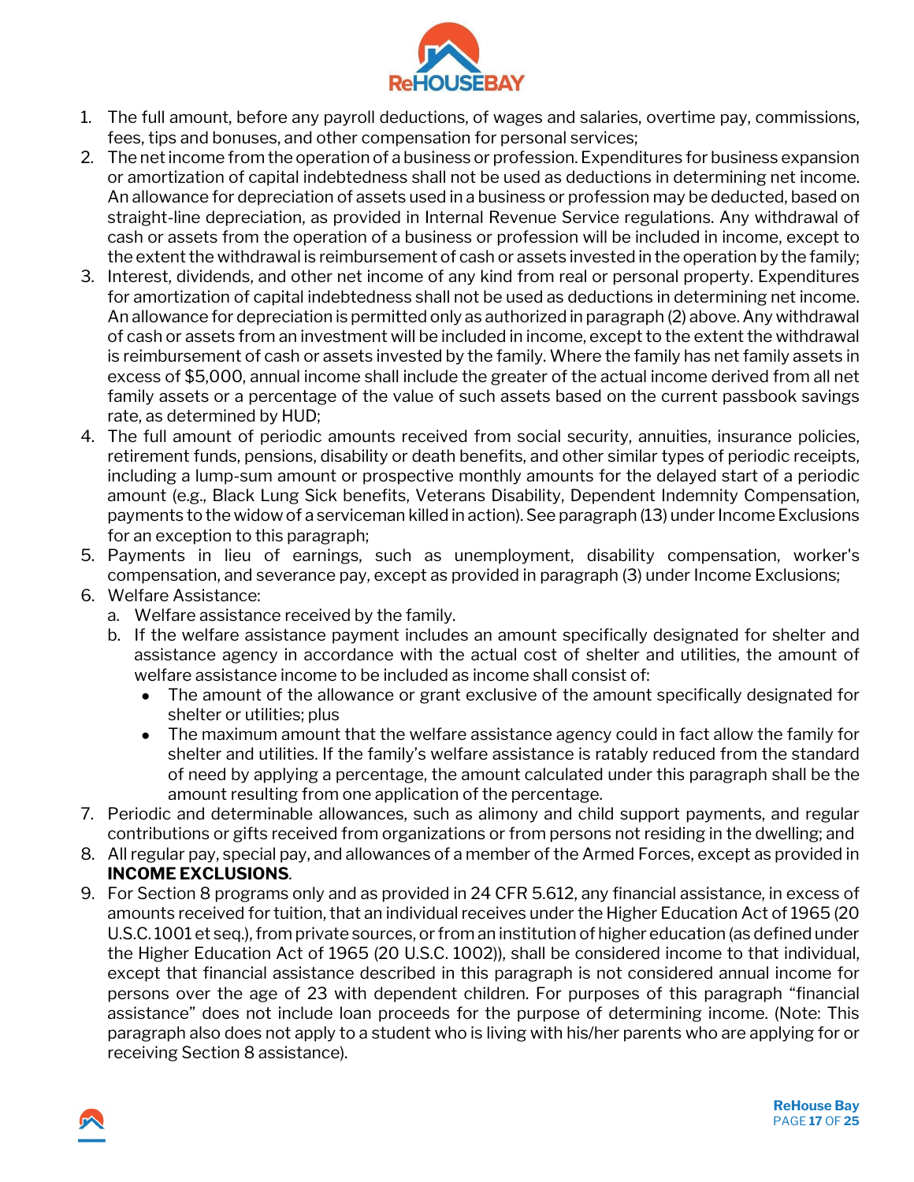1. The full amount, before any payroll deductions, of wages and salaries, overtime pay, commissions, fees, tips and bonuses, and other compensation for personal services;
2. The net income from the operation of a business or profession. Expenditures for business expansion or amortization of capital indebtedness shall not be used as deductions in determining net income. An allowance for depreciation of assets used in a business or profession may be deducted, based on straight-line depreciation, as provided in Internal Revenue Service regulations. Any withdrawal of cash or assets from the operation of a business or profession will be included in income, except to the extent the withdrawal is reimbursement of cash or assets invested in the operation by the family;
3. Interest, dividends, and other net income of any kind from real or personal property. Expenditures for amortization of capital indebtedness shall not be used as deductions in determining net income. An allowance for depreciation is permitted only as authorized in paragraph (2) above. Any withdrawal of cash or assets from an investment will be included in income, except to the extent the withdrawal is reimbursement of cash or assets invested by the family. Where the family has net family assets in excess of $5,000, annual income shall include the greater of the actual income derived from all net family assets or a percentage of the value of such assets based on the current passbook savings rate, as determined by HUD;
4. The full amount of periodic amounts received from social security, annuities, insurance policies, retirement funds, pensions, disability or death benefits, and other similar types of periodic receipts, including a lump-sum amount or prospective monthly amounts for the delayed start of a periodic amount (e.g., Black Lung Sick benefits, Veterans Disability, Dependent Indemnity Compensation, payments to the widow of a serviceman killed in action). See paragraph (13) under Income Exclusions for an exception to this paragraph;
5. Payments in lieu of earnings, such as unemployment, disability compensation, worker's compensation, and severance pay, except as provided in paragraph (3) under Income Exclusions;
6. Welfare Assistance:
   a. Welfare assistance received by the family.
   b. If the welfare assistance payment includes an amount specifically designated for shelter and assistance agency in accordance with the actual cost of shelter and utilities, the amount of welfare assistance income to be included as income shall consist of:
      - The amount of the allowance or grant exclusive of the amount specifically designated for shelter or utilities; plus
      - The maximum amount that the welfare assistance agency could in fact allow the family for shelter and utilities. If the family's welfare assistance is ratably reduced from the standard of need by applying a percentage, the amount calculated under this paragraph shall be the amount resulting from one application of the percentage.
7. Periodic and determinable allowances, such as alimony and child support payments, and regular contributions or gifts received from organizations or from persons not residing in the dwelling; and
8. All regular pay, special pay, and allowances of a member of the Armed Forces, except as provided in **INCOME EXCLUSIONS**.
9. For Section 8 programs only and as provided in 24 CFR 5.612, any financial assistance, in excess of amounts received for tuition, that an individual receives under the Higher Education Act of 1965 (20 U.S.C. 1001 et seq.), from private sources, or from an institution of higher education (as defined under the Higher Education Act of 1965 (20 U.S.C. 1002)), shall be considered income to that individual, except that financial assistance described in this paragraph is not considered annual income for persons over the age of 23 with dependent children. For purposes of this paragraph "financial assistance" does not include loan proceeds for the purpose of determining income. (Note: This paragraph also does not apply to a student who is living with his/her parents who are applying for or receiving Section 8 assistance).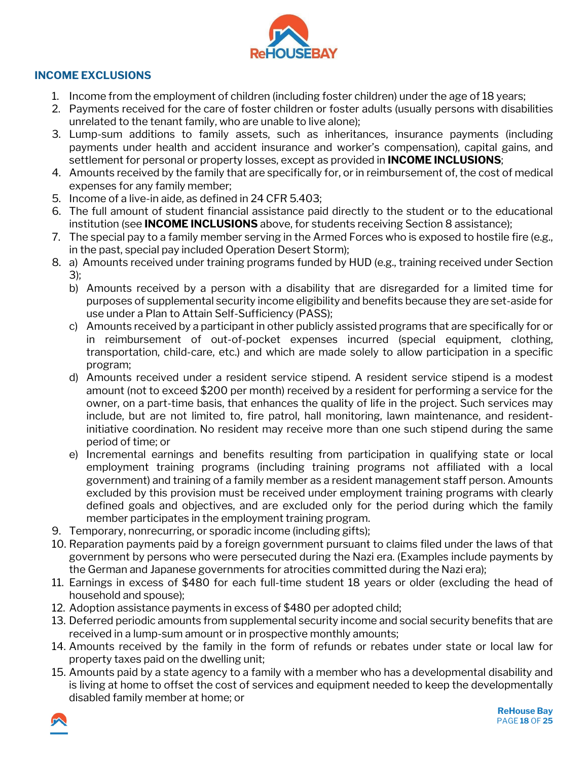## INCOME EXCLUSIONS

1. Income from the employment of children (including foster children) under the age of 18 years;
2. Payments received for the care of foster children or foster adults (usually persons with disabilities unrelated to the tenant family, who are unable to live alone);
3. Lump-sum additions to family assets, such as inheritances, insurance payments (including payments under health and accident insurance and worker's compensation), capital gains, and settlement for personal or property losses, except as provided in **INCOME INCLUSIONS**;
4. Amounts received by the family that are specifically for, or in reimbursement of, the cost of medical expenses for any family member;
5. Income of a live-in aide, as defined in 24 CFR 5.403;
6. The full amount of student financial assistance paid directly to the student or to the educational institution (see **INCOME INCLUSIONS** above, for students receiving Section 8 assistance);
7. The special pay to a family member serving in the Armed Forces who is exposed to hostile fire (e.g., in the past, special pay included Operation Desert Storm);
8. a) Amounts received under training programs funded by HUD (e.g., training received under Section 3);
   b) Amounts received by a person with a disability that are disregarded for a limited time for purposes of supplemental security income eligibility and benefits because they are set-aside for use under a Plan to Attain Self-Sufficiency (PASS);
   c) Amounts received by a participant in other publicly assisted programs that are specifically for or in reimbursement of out-of-pocket expenses incurred (special equipment, clothing, transportation, child-care, etc.) and which are made solely to allow participation in a specific program;
   d) Amounts received under a resident service stipend. A resident service stipend is a modest amount (not to exceed $200 per month) received by a resident for performing a service for the owner, on a part-time basis, that enhances the quality of life in the project. Such services may include, but are not limited to, fire patrol, hall monitoring, lawn maintenance, and resident-initiative coordination. No resident may receive more than one such stipend during the same period of time; or
   e) Incremental earnings and benefits resulting from participation in qualifying state or local employment training programs (including training programs not affiliated with a local government) and training of a family member as a resident management staff person. Amounts excluded by this provision must be received under employment training programs with clearly defined goals and objectives, and are excluded only for the period during which the family member participates in the employment training program.
9. Temporary, nonrecurring, or sporadic income (including gifts);
10. Reparation payments paid by a foreign government pursuant to claims filed under the laws of that government by persons who were persecuted during the Nazi era. (Examples include payments by the German and Japanese governments for atrocities committed during the Nazi era);
11. Earnings in excess of $480 for each full-time student 18 years or older (excluding the head of household and spouse);
12. Adoption assistance payments in excess of $480 per adopted child;
13. Deferred periodic amounts from supplemental security income and social security benefits that are received in a lump-sum amount or in prospective monthly amounts;
14. Amounts received by the family in the form of refunds or rebates under state or local law for property taxes paid on the dwelling unit;
15. Amounts paid by a state agency to a family with a member who has a developmental disability and is living at home to offset the cost of services and equipment needed to keep the developmentally disabled family member at home; or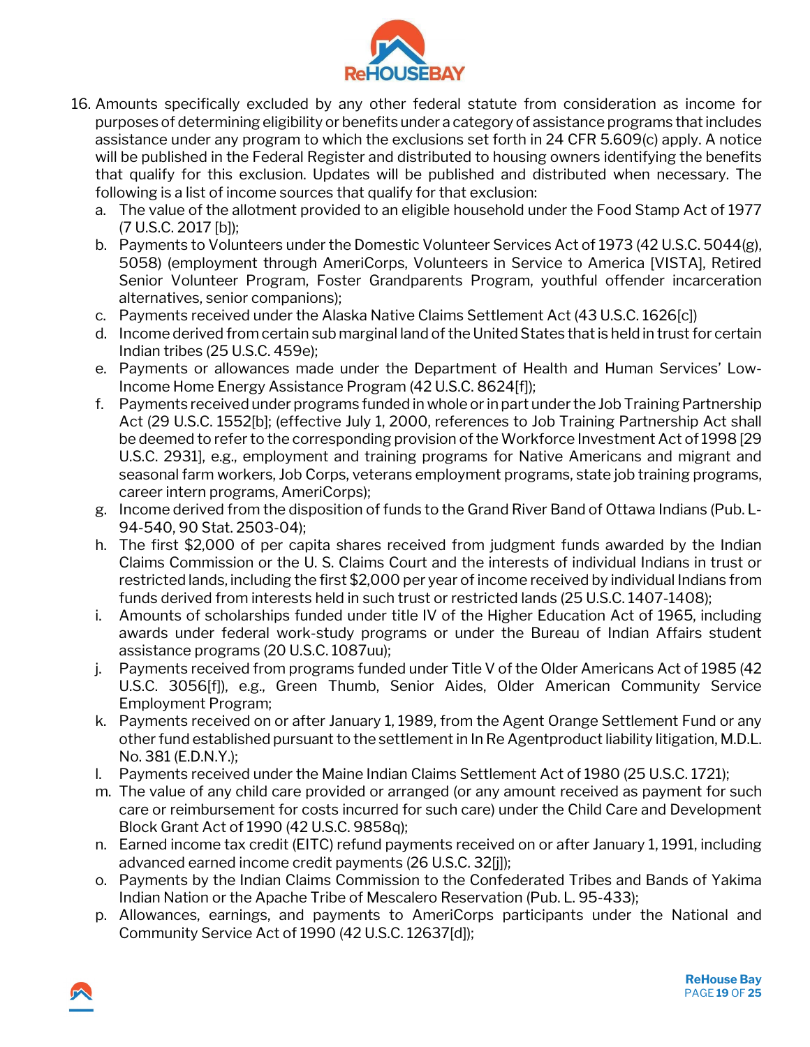16. Amounts specifically excluded by any other federal statute from consideration as income for purposes of determining eligibility or benefits under a category of assistance programs that includes assistance under any program to which the exclusions set forth in 24 CFR 5.609(c) apply. A notice will be published in the Federal Register and distributed to housing owners identifying the benefits that qualify for this exclusion. Updates will be published and distributed when necessary. The following is a list of income sources that qualify for that exclusion:
    a. The value of the allotment provided to an eligible household under the Food Stamp Act of 1977 (7 U.S.C. 2017 [b]);
    b. Payments to Volunteers under the Domestic Volunteer Services Act of 1973 (42 U.S.C. 5044(g), 5058) (employment through AmeriCorps, Volunteers in Service to America [VISTA], Retired Senior Volunteer Program, Foster Grandparents Program, youthful offender incarceration alternatives, senior companions);
    c. Payments received under the Alaska Native Claims Settlement Act (43 U.S.C. 1626[c])
    d. Income derived from certain sub marginal land of the United States that is held in trust for certain Indian tribes (25 U.S.C. 459e);
    e. Payments or allowances made under the Department of Health and Human Services' Low-Income Home Energy Assistance Program (42 U.S.C. 8624[f]);
    f. Payments received under programs funded in whole or in part under the Job Training Partnership Act (29 U.S.C. 1552[b]; (effective July 1, 2000, references to Job Training Partnership Act shall be deemed to refer to the corresponding provision of the Workforce Investment Act of 1998 [29 U.S.C. 2931], e.g., employment and training programs for Native Americans and migrant and seasonal farm workers, Job Corps, veterans employment programs, state job training programs, career intern programs, AmeriCorps);
    g. Income derived from the disposition of funds to the Grand River Band of Ottawa Indians (Pub. L-94-540, 90 Stat. 2503-04);
    h. The first $2,000 of per capita shares received from judgment funds awarded by the Indian Claims Commission or the U. S. Claims Court and the interests of individual Indians in trust or restricted lands, including the first $2,000 per year of income received by individual Indians from funds derived from interests held in such trust or restricted lands (25 U.S.C. 1407-1408);
    i. Amounts of scholarships funded under title IV of the Higher Education Act of 1965, including awards under federal work-study programs or under the Bureau of Indian Affairs student assistance programs (20 U.S.C. 1087uu);
    j. Payments received from programs funded under Title V of the Older Americans Act of 1985 (42 U.S.C. 3056[f]), e.g., Green Thumb, Senior Aides, Older American Community Service Employment Program;
    k. Payments received on or after January 1, 1989, from the Agent Orange Settlement Fund or any other fund established pursuant to the settlement in In Re Agentproduct liability litigation, M.D.L. No. 381 (E.D.N.Y.);
    l. Payments received under the Maine Indian Claims Settlement Act of 1980 (25 U.S.C. 1721);
    m. The value of any child care provided or arranged (or any amount received as payment for such care or reimbursement for costs incurred for such care) under the Child Care and Development Block Grant Act of 1990 (42 U.S.C. 9858q);
    n. Earned income tax credit (EITC) refund payments received on or after January 1, 1991, including advanced earned income credit payments (26 U.S.C. 32[j]);
    o. Payments by the Indian Claims Commission to the Confederated Tribes and Bands of Yakima Indian Nation or the Apache Tribe of Mescalero Reservation (Pub. L. 95-433);
    p. Allowances, earnings, and payments to AmeriCorps participants under the National and Community Service Act of 1990 (42 U.S.C. 12637[d]);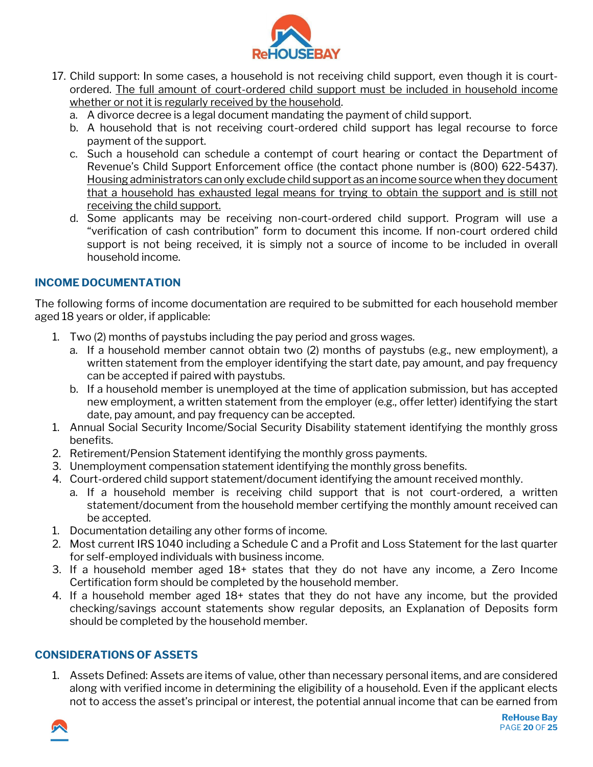17. Child support: In some cases, a household is not receiving child support, even though it is court-ordered. <u>The full amount of court-ordered child support must be included in household income whether or not it is regularly received by the household</u>.
    a. A divorce decree is a legal document mandating the payment of child support.
    b. A household that is not receiving court-ordered child support has legal recourse to force payment of the support.
    c. Such a household can schedule a contempt of court hearing or contact the Department of Revenue's Child Support Enforcement office (the contact phone number is (800) 622-5437). <u>Housing administrators can only exclude child support as an income source when they document that a household has exhausted legal means for trying to obtain the support and is still not receiving the child support.</u>
    d. Some applicants may be receiving non-court-ordered child support. Program will use a "verification of cash contribution" form to document this income. If non-court ordered child support is not being received, it is simply not a source of income to be included in overall household income.

## INCOME DOCUMENTATION

The following forms of income documentation are required to be submitted for each household member aged 18 years or older, if applicable:

1. Two (2) months of paystubs including the pay period and gross wages.
    a. If a household member cannot obtain two (2) months of paystubs (e.g., new employment), a written statement from the employer identifying the start date, pay amount, and pay frequency can be accepted if paired with paystubs.
    b. If a household member is unemployed at the time of application submission, but has accepted new employment, a written statement from the employer (e.g., offer letter) identifying the start date, pay amount, and pay frequency can be accepted.
1. Annual Social Security Income/Social Security Disability statement identifying the monthly gross benefits.
2. Retirement/Pension Statement identifying the monthly gross payments.
3. Unemployment compensation statement identifying the monthly gross benefits.
4. Court-ordered child support statement/document identifying the amount received monthly.
    a. If a household member is receiving child support that is not court-ordered, a written statement/document from the household member certifying the monthly amount received can be accepted.
1. Documentation detailing any other forms of income.
2. Most current IRS 1040 including a Schedule C and a Profit and Loss Statement for the last quarter for self-employed individuals with business income.
3. If a household member aged 18+ states that they do not have any income, a Zero Income Certification form should be completed by the household member.
4. If a household member aged 18+ states that they do not have any income, but the provided checking/savings account statements show regular deposits, an Explanation of Deposits form should be completed by the household member.

## CONSIDERATIONS OF ASSETS

1. Assets Defined: Assets are items of value, other than necessary personal items, and are considered along with verified income in determining the eligibility of a household. Even if the applicant elects not to access the asset's principal or interest, the potential annual income that can be earned from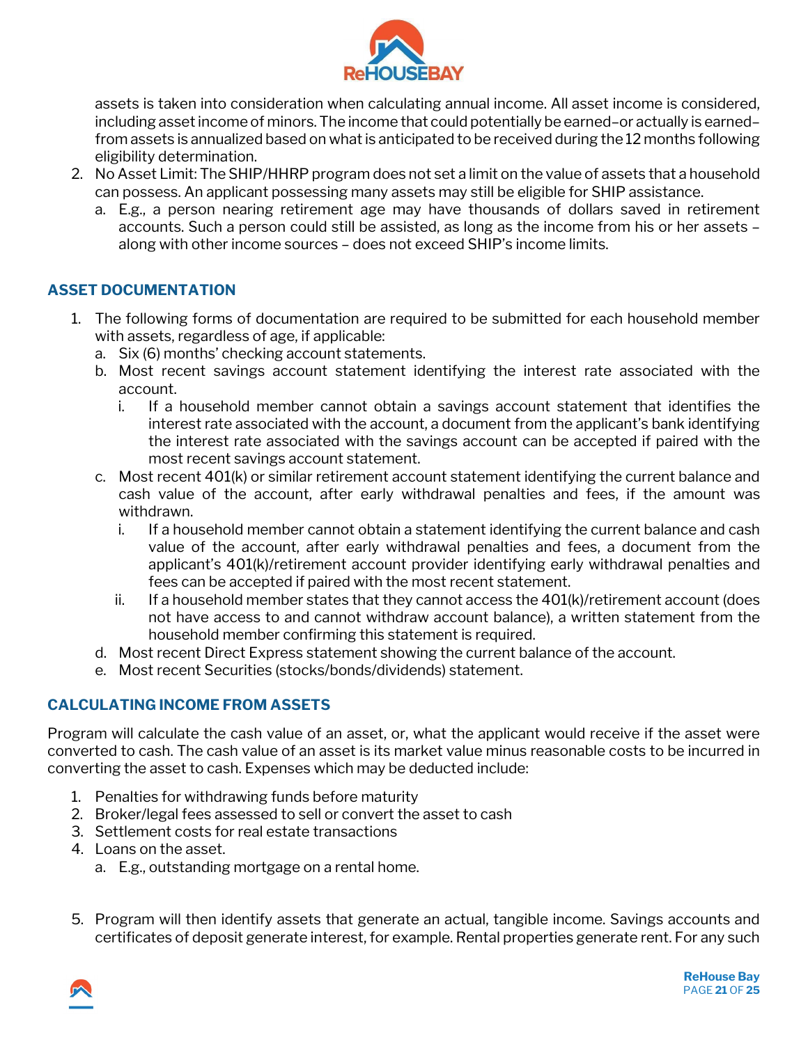assets is taken into consideration when calculating annual income. All asset income is considered, including asset income of minors. The income that could potentially be earned–or actually is earned–from assets is annualized based on what is anticipated to be received during the 12 months following eligibility determination.

2. No Asset Limit: The SHIP/HHRP program does not set a limit on the value of assets that a household can possess. An applicant possessing many assets may still be eligible for SHIP assistance.
   a. E.g., a person nearing retirement age may have thousands of dollars saved in retirement accounts. Such a person could still be assisted, as long as the income from his or her assets – along with other income sources – does not exceed SHIP's income limits.

### ASSET DOCUMENTATION

1. The following forms of documentation are required to be submitted for each household member with assets, regardless of age, if applicable:
   a. Six (6) months' checking account statements.
   b. Most recent savings account statement identifying the interest rate associated with the account.
      i. If a household member cannot obtain a savings account statement that identifies the interest rate associated with the account, a document from the applicant's bank identifying the interest rate associated with the savings account can be accepted if paired with the most recent savings account statement.
   c. Most recent 401(k) or similar retirement account statement identifying the current balance and cash value of the account, after early withdrawal penalties and fees, if the amount was withdrawn.
      i. If a household member cannot obtain a statement identifying the current balance and cash value of the account, after early withdrawal penalties and fees, a document from the applicant's 401(k)/retirement account provider identifying early withdrawal penalties and fees can be accepted if paired with the most recent statement.
      ii. If a household member states that they cannot access the 401(k)/retirement account (does not have access to and cannot withdraw account balance), a written statement from the household member confirming this statement is required.
   d. Most recent Direct Express statement showing the current balance of the account.
   e. Most recent Securities (stocks/bonds/dividends) statement.

### CALCULATING INCOME FROM ASSETS

Program will calculate the cash value of an asset, or, what the applicant would receive if the asset were converted to cash. The cash value of an asset is its market value minus reasonable costs to be incurred in converting the asset to cash. Expenses which may be deducted include:

1. Penalties for withdrawing funds before maturity
2. Broker/legal fees assessed to sell or convert the asset to cash
3. Settlement costs for real estate transactions
4. Loans on the asset.
   a. E.g., outstanding mortgage on a rental home.

5. Program will then identify assets that generate an actual, tangible income. Savings accounts and certificates of deposit generate interest, for example. Rental properties generate rent. For any such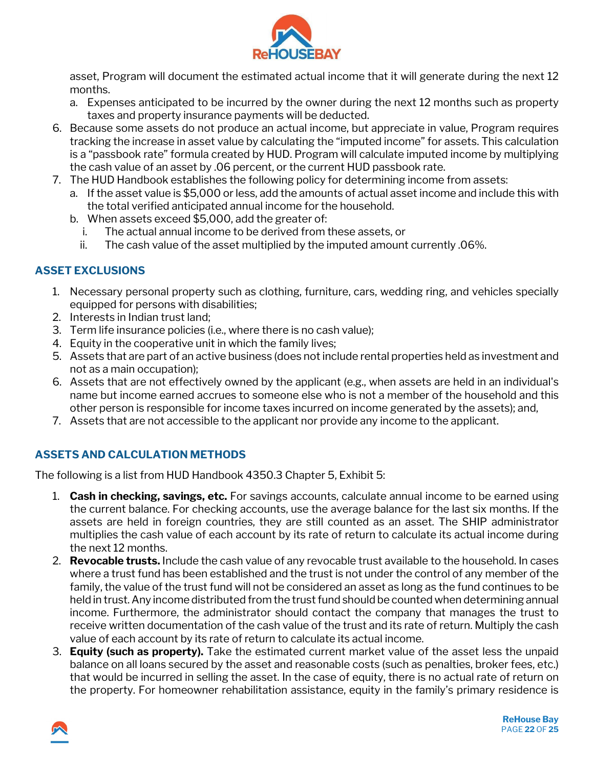asset, Program will document the estimated actual income that it will generate during the next 12 months.

   a. Expenses anticipated to be incurred by the owner during the next 12 months such as property taxes and property insurance payments will be deducted.

6. Because some assets do not produce an actual income, but appreciate in value, Program requires tracking the increase in asset value by calculating the "imputed income" for assets. This calculation is a "passbook rate" formula created by HUD. Program will calculate imputed income by multiplying the cash value of an asset by .06 percent, or the current HUD passbook rate.
7. The HUD Handbook establishes the following policy for determining income from assets:
   a. If the asset value is $5,000 or less, add the amounts of actual asset income and include this with the total verified anticipated annual income for the household.
   b. When assets exceed $5,000, add the greater of:
      i. The actual annual income to be derived from these assets, or
      ii. The cash value of the asset multiplied by the imputed amount currently .06%.

### ASSET EXCLUSIONS

1. Necessary personal property such as clothing, furniture, cars, wedding ring, and vehicles specially equipped for persons with disabilities;
2. Interests in Indian trust land;
3. Term life insurance policies (i.e., where there is no cash value);
4. Equity in the cooperative unit in which the family lives;
5. Assets that are part of an active business (does not include rental properties held as investment and not as a main occupation);
6. Assets that are not effectively owned by the applicant (e.g., when assets are held in an individual's name but income earned accrues to someone else who is not a member of the household and this other person is responsible for income taxes incurred on income generated by the assets); and,
7. Assets that are not accessible to the applicant nor provide any income to the applicant.

### ASSETS AND CALCULATION METHODS

The following is a list from HUD Handbook 4350.3 Chapter 5, Exhibit 5:

1. **Cash in checking, savings, etc.** For savings accounts, calculate annual income to be earned using the current balance. For checking accounts, use the average balance for the last six months. If the assets are held in foreign countries, they are still counted as an asset. The SHIP administrator multiplies the cash value of each account by its rate of return to calculate its actual income during the next 12 months.
2. **Revocable trusts.** Include the cash value of any revocable trust available to the household. In cases where a trust fund has been established and the trust is not under the control of any member of the family, the value of the trust fund will not be considered an asset as long as the fund continues to be held in trust. Any income distributed from the trust fund should be counted when determining annual income. Furthermore, the administrator should contact the company that manages the trust to receive written documentation of the cash value of the trust and its rate of return. Multiply the cash value of each account by its rate of return to calculate its actual income.
3. **Equity (such as property).** Take the estimated current market value of the asset less the unpaid balance on all loans secured by the asset and reasonable costs (such as penalties, broker fees, etc.) that would be incurred in selling the asset. In the case of equity, there is no actual rate of return on the property. For homeowner rehabilitation assistance, equity in the family's primary residence is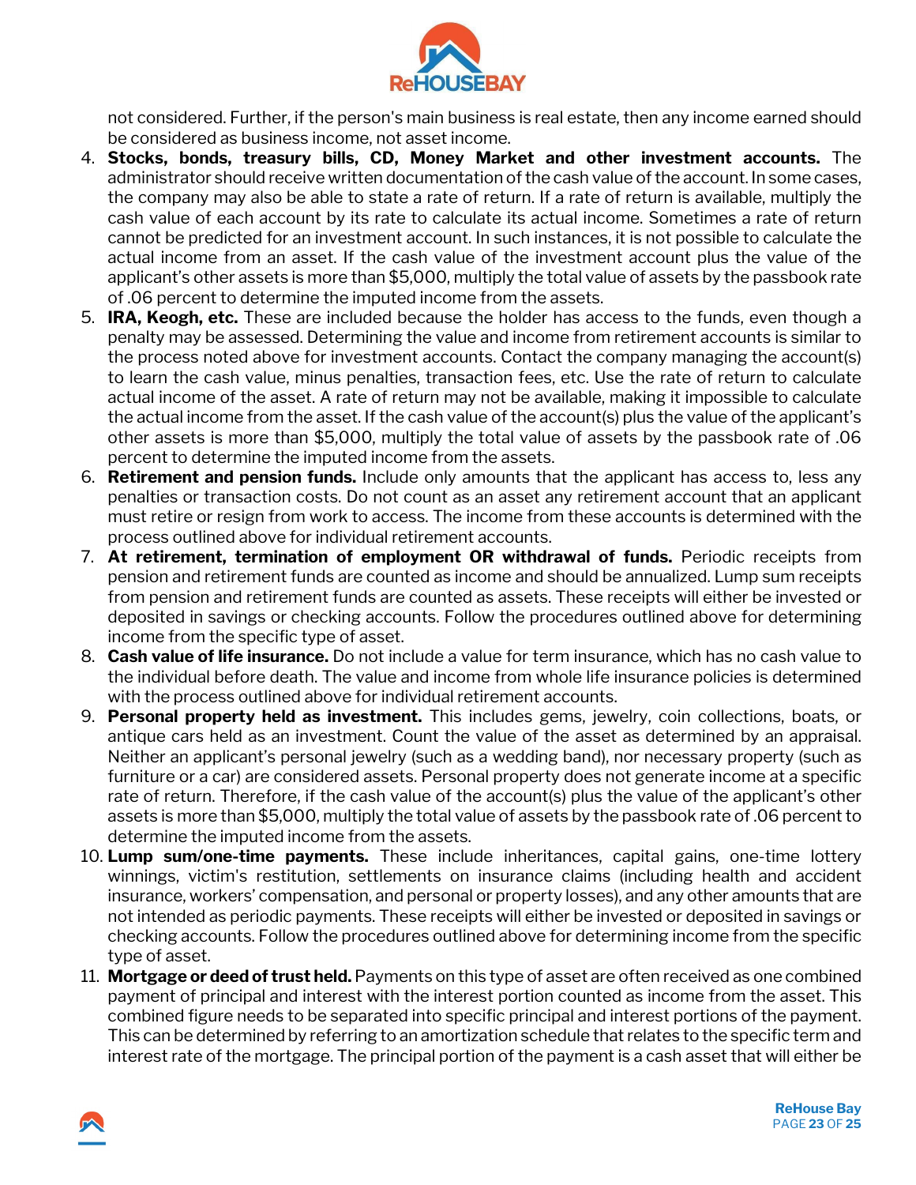not considered. Further, if the person's main business is real estate, then any income earned should be considered as business income, not asset income.

4. **Stocks, bonds, treasury bills, CD, Money Market and other investment accounts.** The administrator should receive written documentation of the cash value of the account. In some cases, the company may also be able to state a rate of return. If a rate of return is available, multiply the cash value of each account by its rate to calculate its actual income. Sometimes a rate of return cannot be predicted for an investment account. In such instances, it is not possible to calculate the actual income from an asset. If the cash value of the investment account plus the value of the applicant's other assets is more than $5,000, multiply the total value of assets by the passbook rate of .06 percent to determine the imputed income from the assets.
5. **IRA, Keogh, etc.** These are included because the holder has access to the funds, even though a penalty may be assessed. Determining the value and income from retirement accounts is similar to the process noted above for investment accounts. Contact the company managing the account(s) to learn the cash value, minus penalties, transaction fees, etc. Use the rate of return to calculate actual income of the asset. A rate of return may not be available, making it impossible to calculate the actual income from the asset. If the cash value of the account(s) plus the value of the applicant's other assets is more than $5,000, multiply the total value of assets by the passbook rate of .06 percent to determine the imputed income from the assets.
6. **Retirement and pension funds.** Include only amounts that the applicant has access to, less any penalties or transaction costs. Do not count as an asset any retirement account that an applicant must retire or resign from work to access. The income from these accounts is determined with the process outlined above for individual retirement accounts.
7. **At retirement, termination of employment OR withdrawal of funds.** Periodic receipts from pension and retirement funds are counted as income and should be annualized. Lump sum receipts from pension and retirement funds are counted as assets. These receipts will either be invested or deposited in savings or checking accounts. Follow the procedures outlined above for determining income from the specific type of asset.
8. **Cash value of life insurance.** Do not include a value for term insurance, which has no cash value to the individual before death. The value and income from whole life insurance policies is determined with the process outlined above for individual retirement accounts.
9. **Personal property held as investment.** This includes gems, jewelry, coin collections, boats, or antique cars held as an investment. Count the value of the asset as determined by an appraisal. Neither an applicant's personal jewelry (such as a wedding band), nor necessary property (such as furniture or a car) are considered assets. Personal property does not generate income at a specific rate of return. Therefore, if the cash value of the account(s) plus the value of the applicant's other assets is more than $5,000, multiply the total value of assets by the passbook rate of .06 percent to determine the imputed income from the assets.
10. **Lump sum/one-time payments.** These include inheritances, capital gains, one-time lottery winnings, victim's restitution, settlements on insurance claims (including health and accident insurance, workers' compensation, and personal or property losses), and any other amounts that are not intended as periodic payments. These receipts will either be invested or deposited in savings or checking accounts. Follow the procedures outlined above for determining income from the specific type of asset.
11. **Mortgage or deed of trust held.** Payments on this type of asset are often received as one combined payment of principal and interest with the interest portion counted as income from the asset. This combined figure needs to be separated into specific principal and interest portions of the payment. This can be determined by referring to an amortization schedule that relates to the specific term and interest rate of the mortgage. The principal portion of the payment is a cash asset that will either be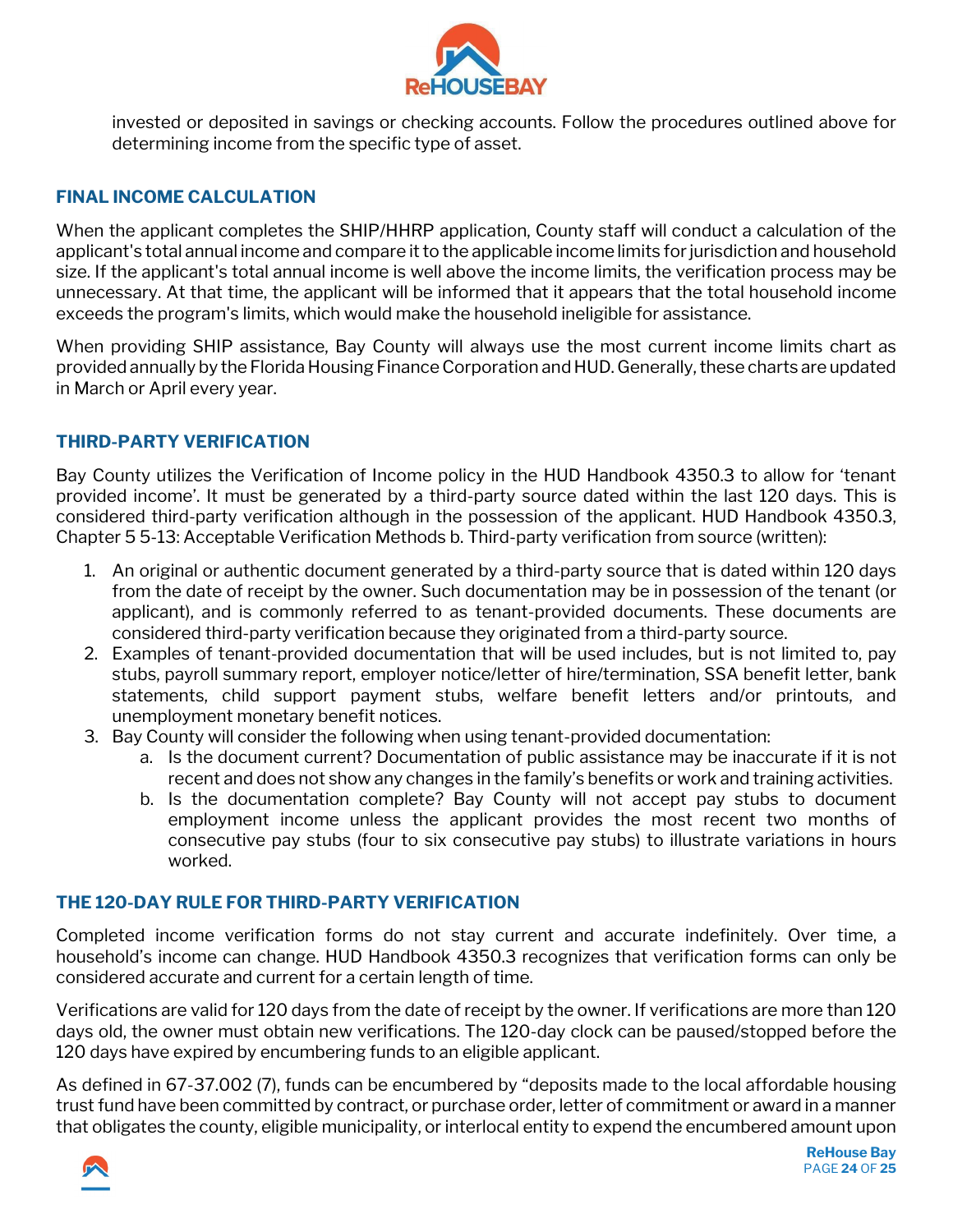invested or deposited in savings or checking accounts. Follow the procedures outlined above for determining income from the specific type of asset.

### FINAL INCOME CALCULATION

When the applicant completes the SHIP/HHRP application, County staff will conduct a calculation of the applicant's total annual income and compare it to the applicable income limits for jurisdiction and household size. If the applicant's total annual income is well above the income limits, the verification process may be unnecessary. At that time, the applicant will be informed that it appears that the total household income exceeds the program's limits, which would make the household ineligible for assistance.

When providing SHIP assistance, Bay County will always use the most current income limits chart as provided annually by the Florida Housing Finance Corporation and HUD. Generally, these charts are updated in March or April every year.

### THIRD-PARTY VERIFICATION

Bay County utilizes the Verification of Income policy in the HUD Handbook 4350.3 to allow for 'tenant provided income'. It must be generated by a third-party source dated within the last 120 days. This is considered third-party verification although in the possession of the applicant. HUD Handbook 4350.3, Chapter 5 5-13: Acceptable Verification Methods b. Third-party verification from source (written):

1. An original or authentic document generated by a third-party source that is dated within 120 days from the date of receipt by the owner. Such documentation may be in possession of the tenant (or applicant), and is commonly referred to as tenant-provided documents. These documents are considered third-party verification because they originated from a third-party source.
2. Examples of tenant-provided documentation that will be used includes, but is not limited to, pay stubs, payroll summary report, employer notice/letter of hire/termination, SSA benefit letter, bank statements, child support payment stubs, welfare benefit letters and/or printouts, and unemployment monetary benefit notices.
3. Bay County will consider the following when using tenant-provided documentation:
   a. Is the document current? Documentation of public assistance may be inaccurate if it is not recent and does not show any changes in the family's benefits or work and training activities.
   b. Is the documentation complete? Bay County will not accept pay stubs to document employment income unless the applicant provides the most recent two months of consecutive pay stubs (four to six consecutive pay stubs) to illustrate variations in hours worked.

### THE 120-DAY RULE FOR THIRD-PARTY VERIFICATION

Completed income verification forms do not stay current and accurate indefinitely. Over time, a household's income can change. HUD Handbook 4350.3 recognizes that verification forms can only be considered accurate and current for a certain length of time.

Verifications are valid for 120 days from the date of receipt by the owner. If verifications are more than 120 days old, the owner must obtain new verifications. The 120-day clock can be paused/stopped before the 120 days have expired by encumbering funds to an eligible applicant.

As defined in 67-37.002 (7), funds can be encumbered by "deposits made to the local affordable housing trust fund have been committed by contract, or purchase order, letter of commitment or award in a manner that obligates the county, eligible municipality, or interlocal entity to expend the encumbered amount upon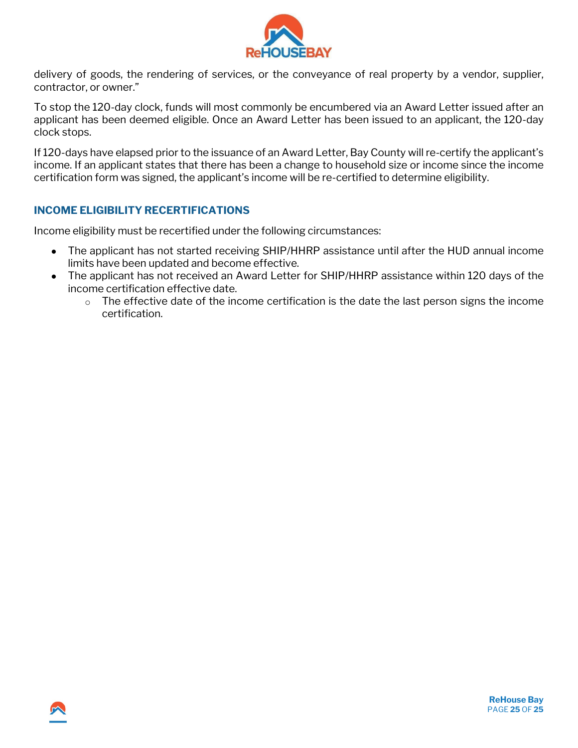delivery of goods, the rendering of services, or the conveyance of real property by a vendor, supplier, contractor, or owner."

To stop the 120-day clock, funds will most commonly be encumbered via an Award Letter issued after an applicant has been deemed eligible. Once an Award Letter has been issued to an applicant, the 120-day clock stops.

If 120-days have elapsed prior to the issuance of an Award Letter, Bay County will re-certify the applicant's income. If an applicant states that there has been a change to household size or income since the income certification form was signed, the applicant's income will be re-certified to determine eligibility.

### INCOME ELIGIBILITY RECERTIFICATIONS

Income eligibility must be recertified under the following circumstances:

- The applicant has not started receiving SHIP/HHRP assistance until after the HUD annual income limits have been updated and become effective.
- The applicant has not received an Award Letter for SHIP/HHRP assistance within 120 days of the income certification effective date.
  - The effective date of the income certification is the date the last person signs the income certification.